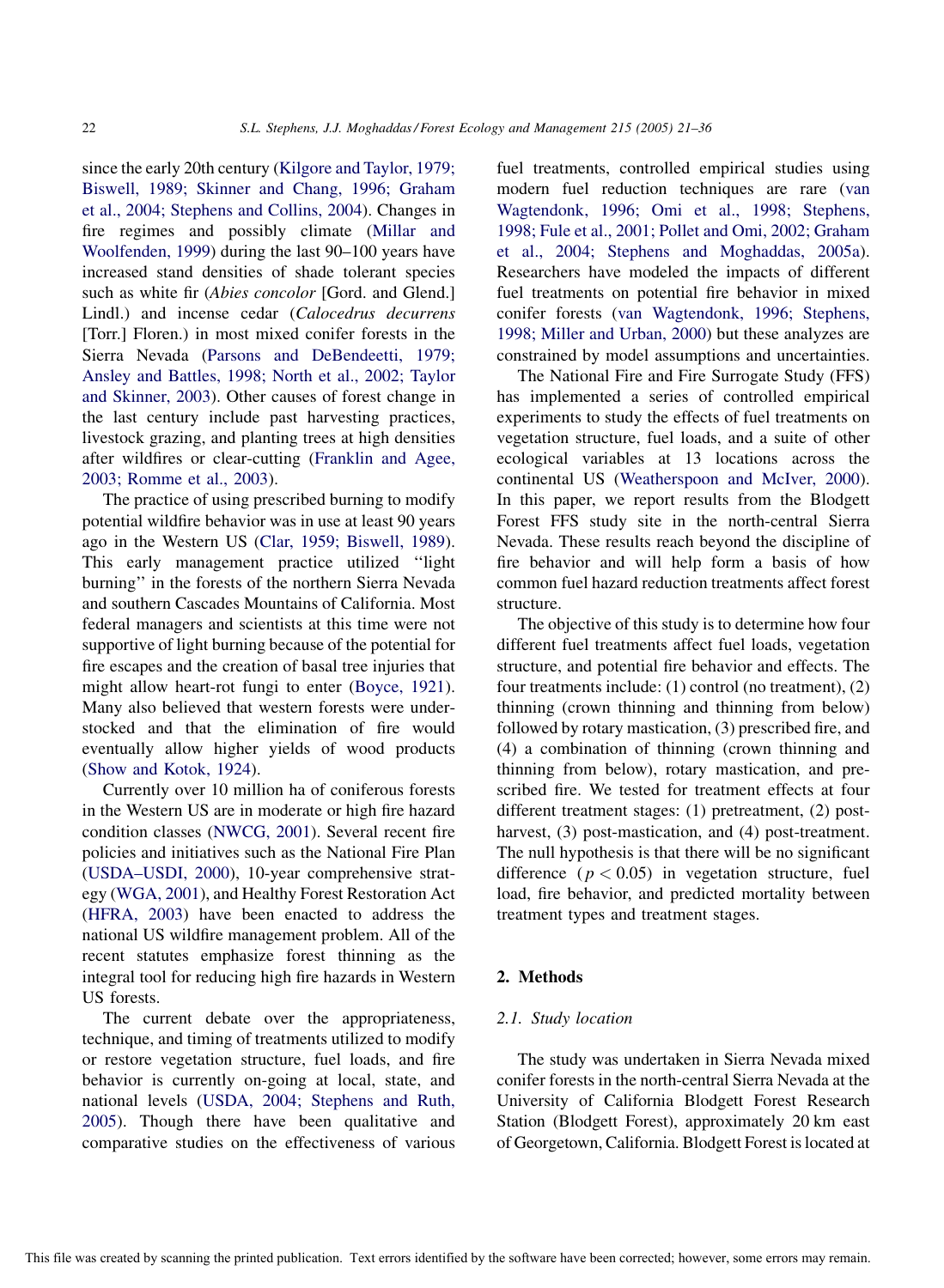since the early 20th century (Kilgore and Taylor, 1979; Biswell, 1989; Skinner and Chang, 1996; Graham et al., 2004; Stephens and Collins, 2004). Changes in fire regimes and possibly climate (Millar and Woolfenden, 1999) during the last 90–100 years have increased stand densities of shade tolerant species such as white fir (*Abies concolor* [Gord. and Glend.] Lindl.) and incense cedar (*Calocedrus decurrens* [Torr.] Floren.) in most mixed conifer forests in the Sierra Nevada (Parsons and DeBendeetti, 1979; Ansley and Battles, 1998; North et al., 2002; Taylor and Skinner, 2003). Other causes of forest change in the last century include past harvesting practices, livestock grazing, and planting trees at high densities after wildfires or clear-cutting (Franklin and Agee, 2003; Romme et al., 2003).

The practice of using prescribed burning to modify potential wildfire behavior was in use at least 90 years ago in the Western US (Clar, 1959; Biswell, 1989). This early management practice utilized ''light burning'' in the forests of the northern Sierra Nevada and southern Cascades Mountains of California. Most federal managers and scientists at this time were not supportive of light burning because of the potential for fire escapes and the creation of basal tree injuries that might allow heart-rot fungi to enter (Boyce, 1921). Many also believed that western forests were understocked and that the elimination of fire would eventually allow higher yields of wood products (Show and Kotok, 1924).

Currently over 10 million ha of coniferous forests in the Western US are in moderate or high fire hazard condition classes (NWCG, 2001). Several recent fire policies and initiatives such as the National Fire Plan (USDA–USDI, 2000), 10-year comprehensive strategy (WGA, 2001), and Healthy Forest Restoration Act (HFRA, 2003) have been enacted to address the national US wildfire management problem. All of the recent statutes emphasize forest thinning as the integral tool for reducing high fire hazards in Western US forests.

The current debate over the appropriateness, technique, and timing of treatments utilized to modify or restore vegetation structure, fuel loads, and fire behavior is currently on-going at local, state, and national levels (USDA, 2004; Stephens and Ruth, 2005). Though there have been qualitative and comparative studies on the effectiveness of various fuel treatments, controlled empirical studies using modern fuel reduction techniques are rare (van Wagtendonk, 1996; Omi et al., 1998; Stephens, 1998; Fule et al., 2001; Pollet and Omi, 2002; Graham et al., 2004; Stephens and Moghaddas, 2005a). Researchers have modeled the impacts of different fuel treatments on potential fire behavior in mixed conifer forests (van Wagtendonk, 1996; Stephens, 1998; Miller and Urban, 2000) but these analyzes are constrained by model assumptions and uncertainties.

The National Fire and Fire Surrogate Study (FFS) has implemented a series of controlled empirical experiments to study the effects of fuel treatments on vegetation structure, fuel loads, and a suite of other ecological variables at 13 locations across the continental US (Weatherspoon and McIver, 2000). In this paper, we report results from the Blodgett Forest FFS study site in the north-central Sierra Nevada. These results reach beyond the discipline of fire behavior and will help form a basis of how common fuel hazard reduction treatments affect forest structure.

The objective of this study is to determine how four different fuel treatments affect fuel loads, vegetation structure, and potential fire behavior and effects. The four treatments include: (1) control (no treatment), (2) thinning (crown thinning and thinning from below) followed by rotary mastication, (3) prescribed fire, and (4) a combination of thinning (crown thinning and thinning from below), rotary mastication, and prescribed fire. We tested for treatment effects at four different treatment stages: (1) pretreatment, (2) post-harvest, (3) post-mastication, and (4) post-treatment. The null hypothesis is that there will be no significant difference ($p < 0.05$) in vegetation structure, fuel load, fire behavior, and predicted mortality between treatment types and treatment stages.

## 2. Methods

### 2.1. Study location

The study was undertaken in Sierra Nevada mixed conifer forests in the north-central Sierra Nevada at the University of California Blodgett Forest Research Station (Blodgett Forest), approximately 20 km east of Georgetown, California. Blodgett Forest is located at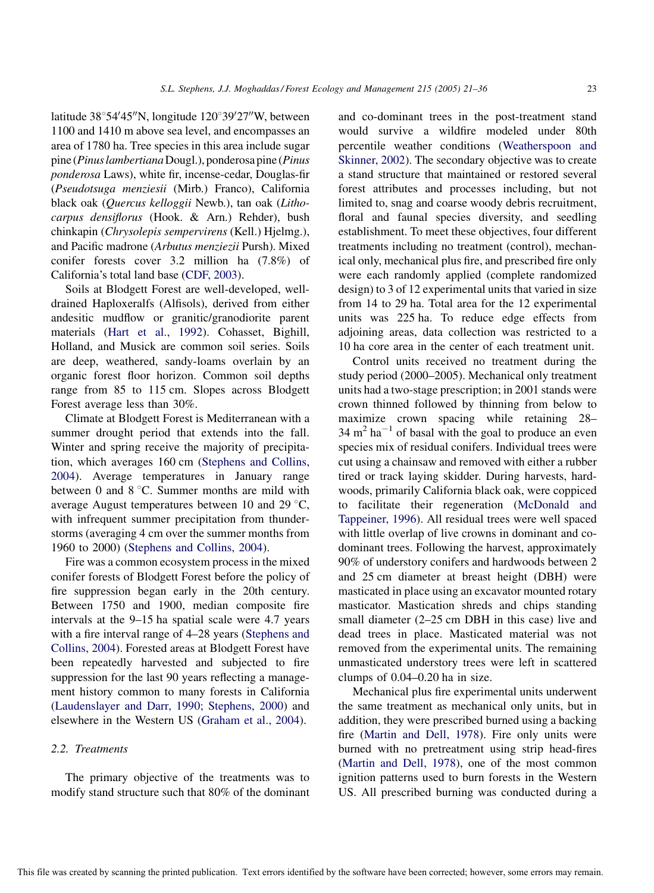latitude 38°54′45″N, longitude 120°39′27″W, between 1100 and 1410 m above sea level, and encompasses an area of 1780 ha. Tree species in this area include sugar pine (*Pinus lambertiana* Dougl.), ponderosa pine (*Pinus ponderosa* Laws), white fir, incense-cedar, Douglas-fir (*Pseudotsuga menziesii* (Mirb.) Franco), California black oak (*Quercus kelloggii* Newb.), tan oak (*Lithocarpus densiflorus* (Hook. & Arn.) Rehder), bush chinkapin (*Chrysolepis sempervirens* (Kell.) Hjelmg.), and Pacific madrone (*Arbutus menziezii* Pursh). Mixed conifer forests cover 3.2 million ha (7.8%) of California's total land base (CDF, 2003).

Soils at Blodgett Forest are well-developed, well-drained Haploxeralfs (Alfisols), derived from either andesitic mudflow or granitic/granodiorite parent materials (Hart et al., 1992). Cohasset, Bighill, Holland, and Musick are common soil series. Soils are deep, weathered, sandy-loams overlain by an organic forest floor horizon. Common soil depths range from 85 to 115 cm. Slopes across Blodgett Forest average less than 30%.

Climate at Blodgett Forest is Mediterranean with a summer drought period that extends into the fall. Winter and spring receive the majority of precipitation, which averages 160 cm (Stephens and Collins, 2004). Average temperatures in January range between 0 and 8 °C. Summer months are mild with average August temperatures between 10 and 29 °C, with infrequent summer precipitation from thunderstorms (averaging 4 cm over the summer months from 1960 to 2000) (Stephens and Collins, 2004).

Fire was a common ecosystem process in the mixed conifer forests of Blodgett Forest before the policy of fire suppression began early in the 20th century. Between 1750 and 1900, median composite fire intervals at the 9–15 ha spatial scale were 4.7 years with a fire interval range of 4–28 years (Stephens and Collins, 2004). Forested areas at Blodgett Forest have been repeatedly harvested and subjected to fire suppression for the last 90 years reflecting a management history common to many forests in California (Laudenslayer and Darr, 1990; Stephens, 2000) and elsewhere in the Western US (Graham et al., 2004).

### 2.2. Treatments

The primary objective of the treatments was to modify stand structure such that 80% of the dominant and co-dominant trees in the post-treatment stand would survive a wildfire modeled under 80th percentile weather conditions (Weatherspoon and Skinner, 2002). The secondary objective was to create a stand structure that maintained or restored several forest attributes and processes including, but not limited to, snag and coarse woody debris recruitment, floral and faunal species diversity, and seedling establishment. To meet these objectives, four different treatments including no treatment (control), mechanical only, mechanical plus fire, and prescribed fire only were each randomly applied (complete randomized design) to 3 of 12 experimental units that varied in size from 14 to 29 ha. Total area for the 12 experimental units was 225 ha. To reduce edge effects from adjoining areas, data collection was restricted to a 10 ha core area in the center of each treatment unit.

Control units received no treatment during the study period (2000–2005). Mechanical only treatment units had a two-stage prescription; in 2001 stands were crown thinned followed by thinning from below to maximize crown spacing while retaining 28–34 $m^2\ ha^{-1}$ of basal with the goal to produce an even species mix of residual conifers. Individual trees were cut using a chainsaw and removed with either a rubber tired or track laying skidder. During harvests, hardwoods, primarily California black oak, were coppiced to facilitate their regeneration (McDonald and Tappeiner, 1996). All residual trees were well spaced with little overlap of live crowns in dominant and co-dominant trees. Following the harvest, approximately 90% of understory conifers and hardwoods between 2 and 25 cm diameter at breast height (DBH) were masticated in place using an excavator mounted rotary masticator. Mastication shreds and chips standing small diameter (2–25 cm DBH in this case) live and dead trees in place. Masticated material was not removed from the experimental units. The remaining unmasticated understory trees were left in scattered clumps of 0.04–0.20 ha in size.

Mechanical plus fire experimental units underwent the same treatment as mechanical only units, but in addition, they were prescribed burned using a backing fire (Martin and Dell, 1978). Fire only units were burned with no pretreatment using strip head-fires (Martin and Dell, 1978), one of the most common ignition patterns used to burn forests in the Western US. All prescribed burning was conducted during a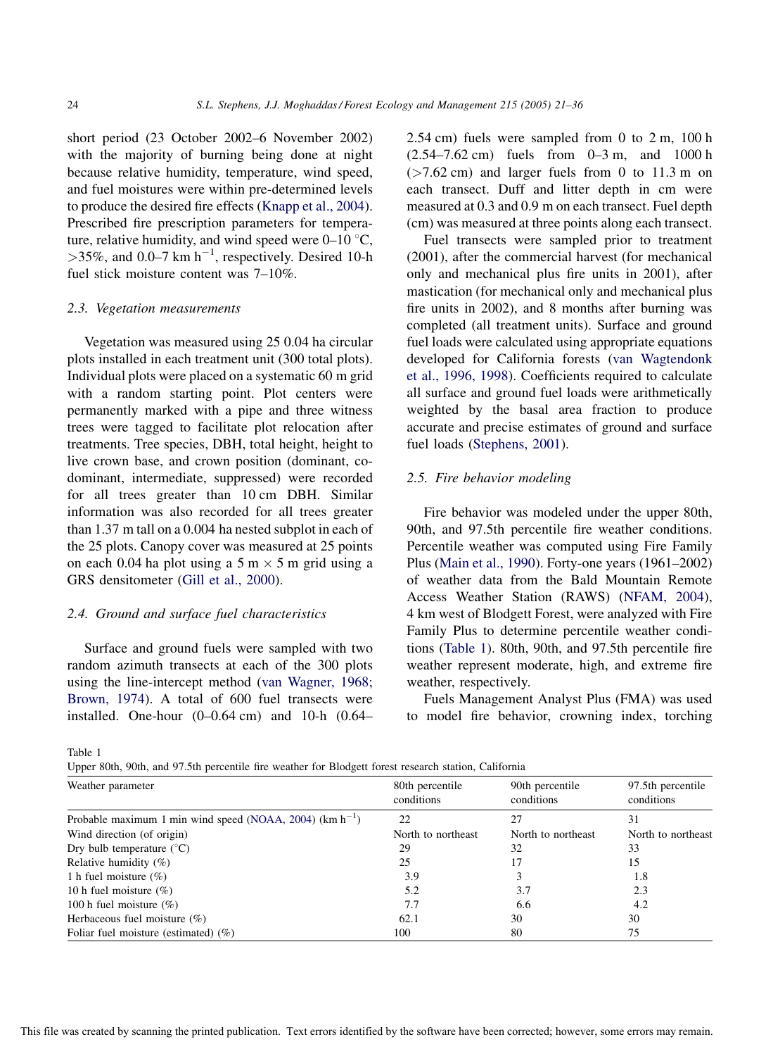short period (23 October 2002–6 November 2002) with the majority of burning being done at night because relative humidity, temperature, wind speed, and fuel moistures were within pre-determined levels to produce the desired fire effects (Knapp et al., 2004). Prescribed fire prescription parameters for temperature, relative humidity, and wind speed were 0–10 °C, >35%, and 0.0–7 km $h^{-1}$, respectively. Desired 10-h fuel stick moisture content was 7–10%.

### 2.3. Vegetation measurements

Vegetation was measured using 25 0.04 ha circular plots installed in each treatment unit (300 total plots). Individual plots were placed on a systematic 60 m grid with a random starting point. Plot centers were permanently marked with a pipe and three witness trees were tagged to facilitate plot relocation after treatments. Tree species, DBH, total height, height to live crown base, and crown position (dominant, co-dominant, intermediate, suppressed) were recorded for all trees greater than 10 cm DBH. Similar information was also recorded for all trees greater than 1.37 m tall on a 0.004 ha nested subplot in each of the 25 plots. Canopy cover was measured at 25 points on each 0.04 ha plot using a 5 m × 5 m grid using a GRS densitometer (Gill et al., 2000).

### 2.4. Ground and surface fuel characteristics

Surface and ground fuels were sampled with two random azimuth transects at each of the 300 plots using the line-intercept method (van Wagner, 1968; Brown, 1974). A total of 600 fuel transects were installed. One-hour (0–0.64 cm) and 10-h (0.64–2.54 cm) fuels were sampled from 0 to 2 m, 100 h (2.54–7.62 cm) fuels from 0–3 m, and 1000 h (>7.62 cm) and larger fuels from 0 to 11.3 m on each transect. Duff and litter depth in cm were measured at 0.3 and 0.9 m on each transect. Fuel depth (cm) was measured at three points along each transect.

Fuel transects were sampled prior to treatment (2001), after the commercial harvest (for mechanical only and mechanical plus fire units in 2001), after mastication (for mechanical only and mechanical plus fire units in 2002), and 8 months after burning was completed (all treatment units). Surface and ground fuel loads were calculated using appropriate equations developed for California forests (van Wagtendonk et al., 1996, 1998). Coefficients required to calculate all surface and ground fuel loads were arithmetically weighted by the basal area fraction to produce accurate and precise estimates of ground and surface fuel loads (Stephens, 2001).

### 2.5. Fire behavior modeling

Fire behavior was modeled under the upper 80th, 90th, and 97.5th percentile fire weather conditions. Percentile weather was computed using Fire Family Plus (Main et al., 1990). Forty-one years (1961–2002) of weather data from the Bald Mountain Remote Access Weather Station (RAWS) (NFAM, 2004), 4 km west of Blodgett Forest, were analyzed with Fire Family Plus to determine percentile weather conditions (Table 1). 80th, 90th, and 97.5th percentile fire weather represent moderate, high, and extreme fire weather, respectively.

Fuels Management Analyst Plus (FMA) was used to model fire behavior, crowning index, torching

Table 1
Upper 80th, 90th, and 97.5th percentile fire weather for Blodgett forest research station, California

| Weather parameter | 80th percentile conditions | 90th percentile conditions | 97.5th percentile conditions |
|---|---|---|---|
| Probable maximum 1 min wind speed (NOAA, 2004) (km $h^{-1}$) | 22 | 27 | 31 |
| Wind direction (of origin) | North to northeast | North to northeast | North to northeast |
| Dry bulb temperature (°C) | 29 | 32 | 33 |
| Relative humidity (%) | 25 | 17 | 15 |
| 1 h fuel moisture (%) | 3.9 | 3 | 1.8 |
| 10 h fuel moisture (%) | 5.2 | 3.7 | 2.3 |
| 100 h fuel moisture (%) | 7.7 | 6.6 | 4.2 |
| Herbaceous fuel moisture (%) | 62.1 | 30 | 30 |
| Foliar fuel moisture (estimated) (%) | 100 | 80 | 75 |

This file was created by scanning the printed publication. Text errors identified by the software have been corrected; however, some errors may remain.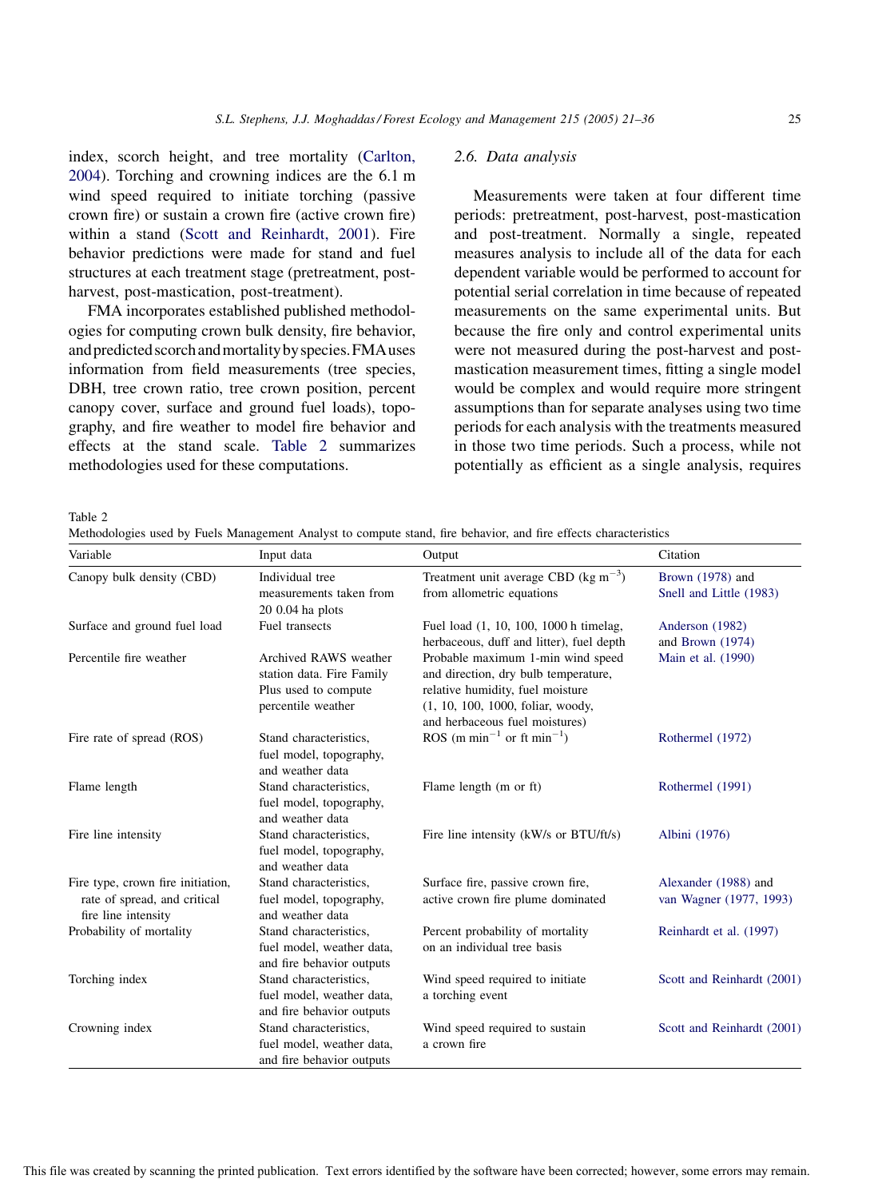index, scorch height, and tree mortality (Carlton, 2004). Torching and crowning indices are the 6.1 m wind speed required to initiate torching (passive crown fire) or sustain a crown fire (active crown fire) within a stand (Scott and Reinhardt, 2001). Fire behavior predictions were made for stand and fuel structures at each treatment stage (pretreatment, post-harvest, post-mastication, post-treatment).

FMA incorporates established published methodologies for computing crown bulk density, fire behavior, and predicted scorch and mortality by species. FMA uses information from field measurements (tree species, DBH, tree crown ratio, tree crown position, percent canopy cover, surface and ground fuel loads), topography, and fire weather to model fire behavior and effects at the stand scale. Table 2 summarizes methodologies used for these computations.

### 2.6. Data analysis

Measurements were taken at four different time periods: pretreatment, post-harvest, post-mastication and post-treatment. Normally a single, repeated measures analysis to include all of the data for each dependent variable would be performed to account for potential serial correlation in time because of repeated measurements on the same experimental units. But because the fire only and control experimental units were not measured during the post-harvest and post-mastication measurement times, fitting a single model would be complex and would require more stringent assumptions than for separate analyses using two time periods for each analysis with the treatments measured in those two time periods. Such a process, while not potentially as efficient as a single analysis, requires

Table 2
Methodologies used by Fuels Management Analyst to compute stand, fire behavior, and fire effects characteristics

| Variable | Input data | Output | Citation |
|---|---|---|---|
| Canopy bulk density (CBD) | Individual tree measurements taken from 20 0.04 ha plots | Treatment unit average CBD (kg $m^{-3}$) from allometric equations | Brown (1978) and Snell and Little (1983) |
| Surface and ground fuel load | Fuel transects | Fuel load (1, 10, 100, 1000 h timelag, herbaceous, duff and litter), fuel depth | Anderson (1982) and Brown (1974) |
| Percentile fire weather | Archived RAWS weather station data. Fire Family Plus used to compute percentile weather | Probable maximum 1-min wind speed and direction, dry bulb temperature, relative humidity, fuel moisture (1, 10, 100, 1000, foliar, woody, and herbaceous fuel moistures) | Main et al. (1990) |
| Fire rate of spread (ROS) | Stand characteristics, fuel model, topography, and weather data | ROS (m $min^{-1}$ or ft $min^{-1}$) | Rothermel (1972) |
| Flame length | Stand characteristics, fuel model, topography, and weather data | Flame length (m or ft) | Rothermel (1991) |
| Fire line intensity | Stand characteristics, fuel model, topography, and weather data | Fire line intensity (kW/s or BTU/ft/s) | Albini (1976) |
| Fire type, crown fire initiation, rate of spread, and critical fire line intensity | Stand characteristics, fuel model, topography, and weather data | Surface fire, passive crown fire, active crown fire plume dominated | Alexander (1988) and van Wagner (1977, 1993) |
| Probability of mortality | Stand characteristics, fuel model, weather data, and fire behavior outputs | Percent probability of mortality on an individual tree basis | Reinhardt et al. (1997) |
| Torching index | Stand characteristics, fuel model, weather data, and fire behavior outputs | Wind speed required to initiate a torching event | Scott and Reinhardt (2001) |
| Crowning index | Stand characteristics, fuel model, weather data, and fire behavior outputs | Wind speed required to sustain a crown fire | Scott and Reinhardt (2001) |

This file was created by scanning the printed publication. Text errors identified by the software have been corrected; however, some errors may remain.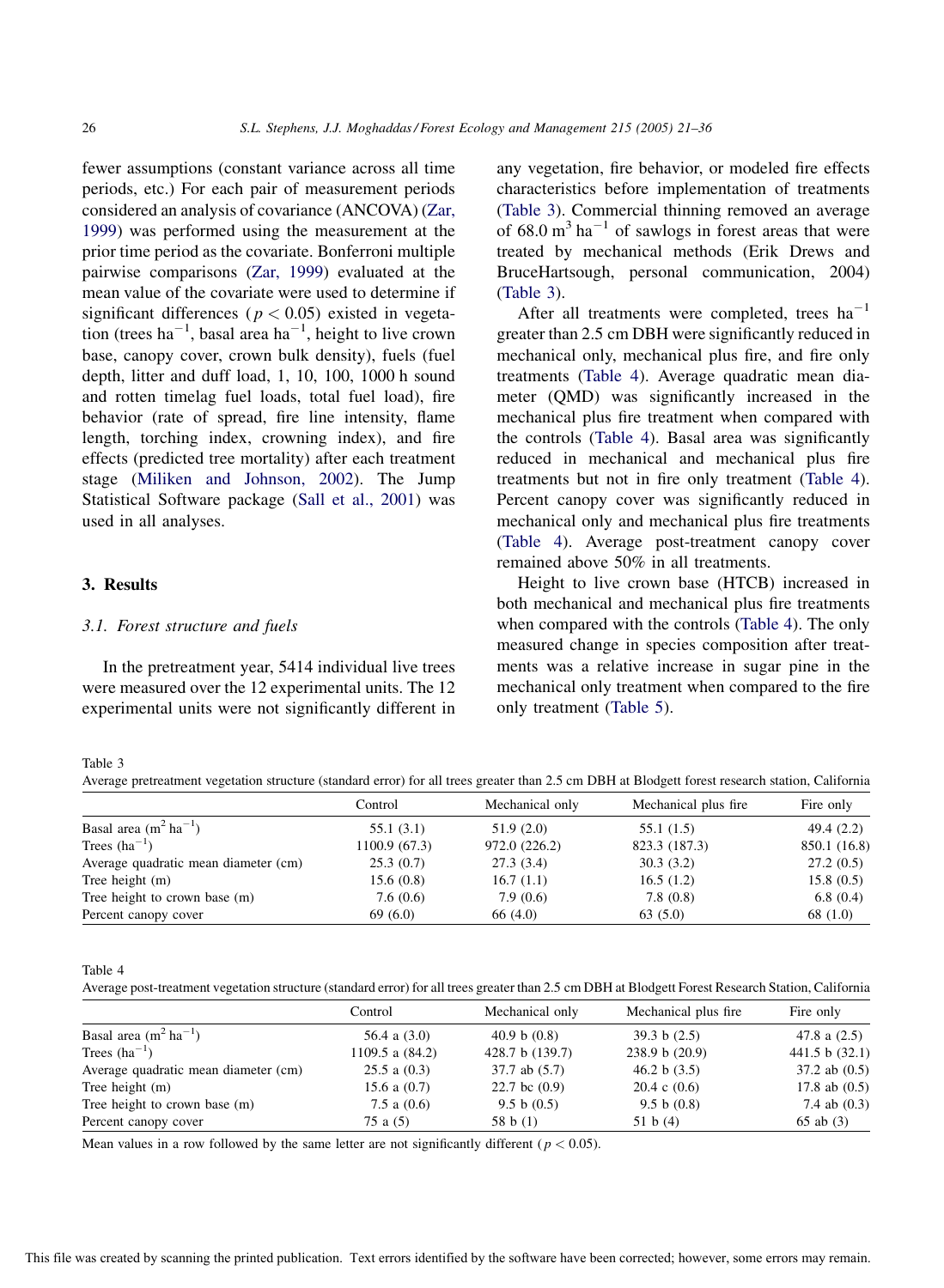fewer assumptions (constant variance across all time periods, etc.) For each pair of measurement periods considered an analysis of covariance (ANCOVA) (Zar, 1999) was performed using the measurement at the prior time period as the covariate. Bonferroni multiple pairwise comparisons (Zar, 1999) evaluated at the mean value of the covariate were used to determine if significant differences ($p < 0.05$) existed in vegetation (trees $ha^{-1}$, basal area $ha^{-1}$, height to live crown base, canopy cover, crown bulk density), fuels (fuel depth, litter and duff load, 1, 10, 100, 1000 h sound and rotten timelag fuel loads, total fuel load), fire behavior (rate of spread, fire line intensity, flame length, torching index, crowning index), and fire effects (predicted tree mortality) after each treatment stage (Miliken and Johnson, 2002). The Jump Statistical Software package (Sall et al., 2001) was used in all analyses.

## 3. Results

### 3.1. Forest structure and fuels

In the pretreatment year, 5414 individual live trees were measured over the 12 experimental units. The 12 experimental units were not significantly different in any vegetation, fire behavior, or modeled fire effects characteristics before implementation of treatments (Table 3). Commercial thinning removed an average of 68.0 $m^3\ ha^{-1}$ of sawlogs in forest areas that were treated by mechanical methods (Erik Drews and BruceHartsough, personal communication, 2004) (Table 3).

After all treatments were completed, trees $ha^{-1}$ greater than 2.5 cm DBH were significantly reduced in mechanical only, mechanical plus fire, and fire only treatments (Table 4). Average quadratic mean diameter (QMD) was significantly increased in the mechanical plus fire treatment when compared with the controls (Table 4). Basal area was significantly reduced in mechanical and mechanical plus fire treatments but not in fire only treatment (Table 4). Percent canopy cover was significantly reduced in mechanical only and mechanical plus fire treatments (Table 4). Average post-treatment canopy cover remained above 50% in all treatments.

Height to live crown base (HTCB) increased in both mechanical and mechanical plus fire treatments when compared with the controls (Table 4). The only measured change in species composition after treatments was a relative increase in sugar pine in the mechanical only treatment when compared to the fire only treatment (Table 5).

Table 3
Average pretreatment vegetation structure (standard error) for all trees greater than 2.5 cm DBH at Blodgett forest research station, California

| | Control | Mechanical only | Mechanical plus fire | Fire only |
|---|---|---|---|---|
| Basal area ($m^2\ ha^{-1}$) | 55.1 (3.1) | 51.9 (2.0) | 55.1 (1.5) | 49.4 (2.2) |
| Trees ($ha^{-1}$) | 1100.9 (67.3) | 972.0 (226.2) | 823.3 (187.3) | 850.1 (16.8) |
| Average quadratic mean diameter (cm) | 25.3 (0.7) | 27.3 (3.4) | 30.3 (3.2) | 27.2 (0.5) |
| Tree height (m) | 15.6 (0.8) | 16.7 (1.1) | 16.5 (1.2) | 15.8 (0.5) |
| Tree height to crown base (m) | 7.6 (0.6) | 7.9 (0.6) | 7.8 (0.8) | 6.8 (0.4) |
| Percent canopy cover | 69 (6.0) | 66 (4.0) | 63 (5.0) | 68 (1.0) |

Table 4
Average post-treatment vegetation structure (standard error) for all trees greater than 2.5 cm DBH at Blodgett Forest Research Station, California

| | Control | Mechanical only | Mechanical plus fire | Fire only |
|---|---|---|---|---|
| Basal area ($m^2\ ha^{-1}$) | 56.4 a (3.0) | 40.9 b (0.8) | 39.3 b (2.5) | 47.8 a (2.5) |
| Trees ($ha^{-1}$) | 1109.5 a (84.2) | 428.7 b (139.7) | 238.9 b (20.9) | 441.5 b (32.1) |
| Average quadratic mean diameter (cm) | 25.5 a (0.3) | 37.7 ab (5.7) | 46.2 b (3.5) | 37.2 ab (0.5) |
| Tree height (m) | 15.6 a (0.7) | 22.7 bc (0.9) | 20.4 c (0.6) | 17.8 ab (0.5) |
| Tree height to crown base (m) | 7.5 a (0.6) | 9.5 b (0.5) | 9.5 b (0.8) | 7.4 ab (0.3) |
| Percent canopy cover | 75 a (5) | 58 b (1) | 51 b (4) | 65 ab (3) |

Mean values in a row followed by the same letter are not significantly different ($p < 0.05$).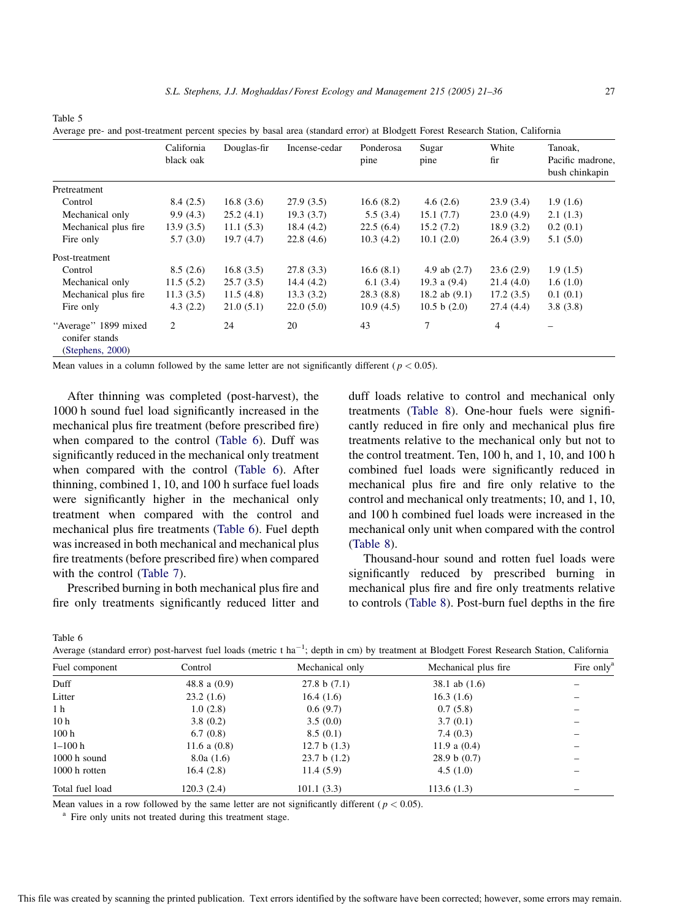Table 5

Average pre- and post-treatment percent species by basal area (standard error) at Blodgett Forest Research Station, California

| | California black oak | Douglas-fir | Incense-cedar | Ponderosa pine | Sugar pine | White fir | Tanoak, Pacific madrone, bush chinkapin |
|---|---|---|---|---|---|---|---|
| Pretreatment | | | | | | | |
| Control | 8.4 (2.5) | 16.8 (3.6) | 27.9 (3.5) | 16.6 (8.2) | 4.6 (2.6) | 23.9 (3.4) | 1.9 (1.6) |
| Mechanical only | 9.9 (4.3) | 25.2 (4.1) | 19.3 (3.7) | 5.5 (3.4) | 15.1 (7.7) | 23.0 (4.9) | 2.1 (1.3) |
| Mechanical plus fire | 13.9 (3.5) | 11.1 (5.3) | 18.4 (4.2) | 22.5 (6.4) | 15.2 (7.2) | 18.9 (3.2) | 0.2 (0.1) |
| Fire only | 5.7 (3.0) | 19.7 (4.7) | 22.8 (4.6) | 10.3 (4.2) | 10.1 (2.0) | 26.4 (3.9) | 5.1 (5.0) |
| Post-treatment | | | | | | | |
| Control | 8.5 (2.6) | 16.8 (3.5) | 27.8 (3.3) | 16.6 (8.1) | 4.9 ab (2.7) | 23.6 (2.9) | 1.9 (1.5) |
| Mechanical only | 11.5 (5.2) | 25.7 (3.5) | 14.4 (4.2) | 6.1 (3.4) | 19.3 a (9.4) | 21.4 (4.0) | 1.6 (1.0) |
| Mechanical plus fire | 11.3 (3.5) | 11.5 (4.8) | 13.3 (3.2) | 28.3 (8.8) | 18.2 ab (9.1) | 17.2 (3.5) | 0.1 (0.1) |
| Fire only | 4.3 (2.2) | 21.0 (5.1) | 22.0 (5.0) | 10.9 (4.5) | 10.5 b (2.0) | 27.4 (4.4) | 3.8 (3.8) |
| "Average" 1899 mixed conifer stands (Stephens, 2000) | 2 | 24 | 20 | 43 | 7 | 4 | – |

Mean values in a column followed by the same letter are not significantly different ($p < 0.05$).

After thinning was completed (post-harvest), the 1000 h sound fuel load significantly increased in the mechanical plus fire treatment (before prescribed fire) when compared to the control (Table 6). Duff was significantly reduced in the mechanical only treatment when compared with the control (Table 6). After thinning, combined 1, 10, and 100 h surface fuel loads were significantly higher in the mechanical only treatment when compared with the control and mechanical plus fire treatments (Table 6). Fuel depth was increased in both mechanical and mechanical plus fire treatments (before prescribed fire) when compared with the control (Table 7).

Prescribed burning in both mechanical plus fire and fire only treatments significantly reduced litter and duff loads relative to control and mechanical only treatments (Table 8). One-hour fuels were significantly reduced in fire only and mechanical plus fire treatments relative to the mechanical only but not to the control treatment. Ten, 100 h, and 1, 10, and 100 h combined fuel loads were significantly reduced in mechanical plus fire and fire only relative to the control and mechanical only treatments; 10, and 1, 10, and 100 h combined fuel loads were increased in the mechanical only unit when compared with the control (Table 8).

Thousand-hour sound and rotten fuel loads were significantly reduced by prescribed burning in mechanical plus fire and fire only treatments relative to controls (Table 8). Post-burn fuel depths in the fire

Table 6

Average (standard error) post-harvest fuel loads (metric t ha$^{-1}$; depth in cm) by treatment at Blodgett Forest Research Station, California

| Fuel component | Control | Mechanical only | Mechanical plus fire | Fire only[a] |
|---|---|---|---|---|
| Duff | 48.8 a (0.9) | 27.8 b (7.1) | 38.1 ab (1.6) | – |
| Litter | 23.2 (1.6) | 16.4 (1.6) | 16.3 (1.6) | – |
| 1 h | 1.0 (2.8) | 0.6 (9.7) | 0.7 (5.8) | – |
| 10 h | 3.8 (0.2) | 3.5 (0.0) | 3.7 (0.1) | – |
| 100 h | 6.7 (0.8) | 8.5 (0.1) | 7.4 (0.3) | – |
| 1–100 h | 11.6 a (0.8) | 12.7 b (1.3) | 11.9 a (0.4) | – |
| 1000 h sound | 8.0a (1.6) | 23.7 b (1.2) | 28.9 b (0.7) | – |
| 1000 h rotten | 16.4 (2.8) | 11.4 (5.9) | 4.5 (1.0) | – |
| Total fuel load | 120.3 (2.4) | 101.1 (3.3) | 113.6 (1.3) | – |

Mean values in a row followed by the same letter are not significantly different ($p < 0.05$).

[a] Fire only units not treated during this treatment stage.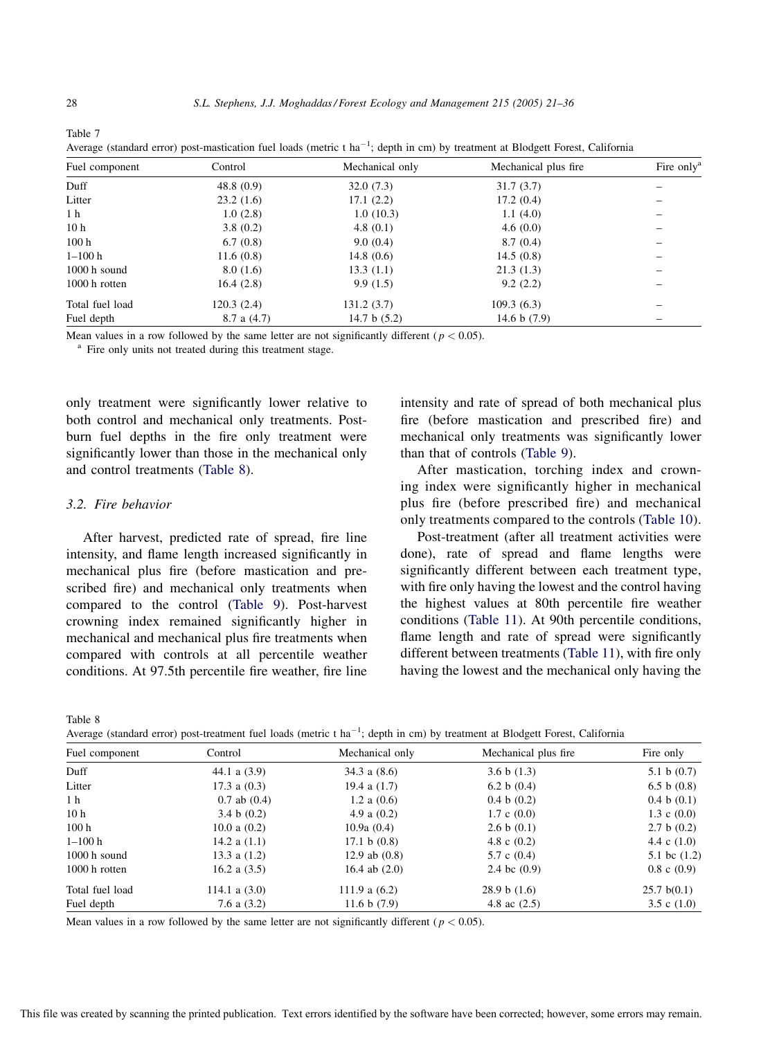Table 7

Average (standard error) post-mastication fuel loads (metric t ha$^{-1}$; depth in cm) by treatment at Blodgett Forest, California

| Fuel component | Control | Mechanical only | Mechanical plus fire | Fire only[a] |
|---|---|---|---|---|
| Duff | 48.8 (0.9) | 32.0 (7.3) | 31.7 (3.7) | – |
| Litter | 23.2 (1.6) | 17.1 (2.2) | 17.2 (0.4) | – |
| 1 h | 1.0 (2.8) | 1.0 (10.3) | 1.1 (4.0) | – |
| 10 h | 3.8 (0.2) | 4.8 (0.1) | 4.6 (0.0) | – |
| 100 h | 6.7 (0.8) | 9.0 (0.4) | 8.7 (0.4) | – |
| 1–100 h | 11.6 (0.8) | 14.8 (0.6) | 14.5 (0.8) | – |
| 1000 h sound | 8.0 (1.6) | 13.3 (1.1) | 21.3 (1.3) | – |
| 1000 h rotten | 16.4 (2.8) | 9.9 (1.5) | 9.2 (2.2) | – |
| Total fuel load | 120.3 (2.4) | 131.2 (3.7) | 109.3 (6.3) | – |
| Fuel depth | 8.7 a (4.7) | 14.7 b (5.2) | 14.6 b (7.9) | – |

Mean values in a row followed by the same letter are not significantly different ($p < 0.05$).

[a] Fire only units not treated during this treatment stage.

only treatment were significantly lower relative to both control and mechanical only treatments. Post-burn fuel depths in the fire only treatment were significantly lower than those in the mechanical only and control treatments (Table 8).

### 3.2. Fire behavior

After harvest, predicted rate of spread, fire line intensity, and flame length increased significantly in mechanical plus fire (before mastication and prescribed fire) and mechanical only treatments when compared to the control (Table 9). Post-harvest crowning index remained significantly higher in mechanical and mechanical plus fire treatments when compared with controls at all percentile weather conditions. At 97.5th percentile fire weather, fire line intensity and rate of spread of both mechanical plus fire (before mastication and prescribed fire) and mechanical only treatments was significantly lower than that of controls (Table 9).

After mastication, torching index and crowning index were significantly higher in mechanical plus fire (before prescribed fire) and mechanical only treatments compared to the controls (Table 10).

Post-treatment (after all treatment activities were done), rate of spread and flame lengths were significantly different between each treatment type, with fire only having the lowest and the control having the highest values at 80th percentile fire weather conditions (Table 11). At 90th percentile conditions, flame length and rate of spread were significantly different between treatments (Table 11), with fire only having the lowest and the mechanical only having the

Table 8

Average (standard error) post-treatment fuel loads (metric t ha$^{-1}$; depth in cm) by treatment at Blodgett Forest, California

| Fuel component | Control | Mechanical only | Mechanical plus fire | Fire only |
|---|---|---|---|---|
| Duff | 44.1 a (3.9) | 34.3 a (8.6) | 3.6 b (1.3) | 5.1 b (0.7) |
| Litter | 17.3 a (0.3) | 19.4 a (1.7) | 6.2 b (0.4) | 6.5 b (0.8) |
| 1 h | 0.7 ab (0.4) | 1.2 a (0.6) | 0.4 b (0.2) | 0.4 b (0.1) |
| 10 h | 3.4 b (0.2) | 4.9 a (0.2) | 1.7 c (0.0) | 1.3 c (0.0) |
| 100 h | 10.0 a (0.2) | 10.9a (0.4) | 2.6 b (0.1) | 2.7 b (0.2) |
| 1–100 h | 14.2 a (1.1) | 17.1 b (0.8) | 4.8 c (0.2) | 4.4 c (1.0) |
| 1000 h sound | 13.3 a (1.2) | 12.9 ab (0.8) | 5.7 c (0.4) | 5.1 bc (1.2) |
| 1000 h rotten | 16.2 a (3.5) | 16.4 ab (2.0) | 2.4 bc (0.9) | 0.8 c (0.9) |
| Total fuel load | 114.1 a (3.0) | 111.9 a (6.2) | 28.9 b (1.6) | 25.7 b(0.1) |
| Fuel depth | 7.6 a (3.2) | 11.6 b (7.9) | 4.8 ac (2.5) | 3.5 c (1.0) |

Mean values in a row followed by the same letter are not significantly different ($p < 0.05$).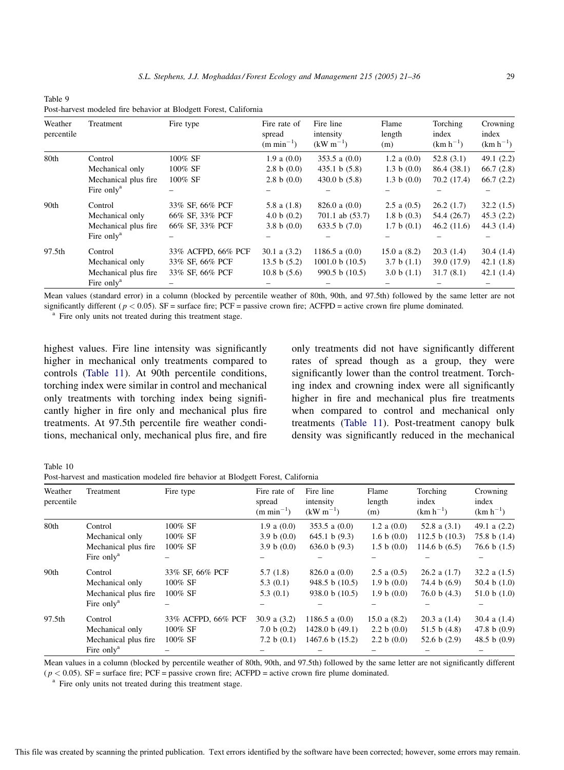Table 9
Post-harvest modeled fire behavior at Blodgett Forest, California

| Weather percentile | Treatment | Fire type | Fire rate of spread ($m\ min^{-1}$) | Fire line intensity ($kW\ m^{-1}$) | Flame length (m) | Torching index ($km\ h^{-1}$) | Crowning index ($km\ h^{-1}$) |
|---|---|---|---|---|---|---|---|
| 80th | Control | 100% SF | 1.9 a (0.0) | 353.5 a (0.0) | 1.2 a (0.0) | 52.8 (3.1) | 49.1 (2.2) |
| | Mechanical only | 100% SF | 2.8 b (0.0) | 435.1 b (5.8) | 1.3 b (0.0) | 86.4 (38.1) | 66.7 (2.8) |
| | Mechanical plus fire | 100% SF | 2.8 b (0.0) | 430.0 b (5.8) | 1.3 b (0.0) | 70.2 (17.4) | 66.7 (2.2) |
| | Fire only[a] | – | – | – | – | – | – |
| 90th | Control | 33% SF, 66% PCF | 5.8 a (1.8) | 826.0 a (0.0) | 2.5 a (0.5) | 26.2 (1.7) | 32.2 (1.5) |
| | Mechanical only | 66% SF, 33% PCF | 4.0 b (0.2) | 701.1 ab (53.7) | 1.8 b (0.3) | 54.4 (26.7) | 45.3 (2.2) |
| | Mechanical plus fire | 66% SF, 33% PCF | 3.8 b (0.0) | 633.5 b (7.0) | 1.7 b (0.1) | 46.2 (11.6) | 44.3 (1.4) |
| | Fire only[a] | – | – | – | – | – | – |
| 97.5th | Control | 33% ACFPD, 66% PCF | 30.1 a (3.2) | 1186.5 a (0.0) | 15.0 a (8.2) | 20.3 (1.4) | 30.4 (1.4) |
| | Mechanical only | 33% SF, 66% PCF | 13.5 b (5.2) | 1001.0 b (10.5) | 3.7 b (1.1) | 39.0 (17.9) | 42.1 (1.8) |
| | Mechanical plus fire | 33% SF, 66% PCF | 10.8 b (5.6) | 990.5 b (10.5) | 3.0 b (1.1) | 31.7 (8.1) | 42.1 (1.4) |
| | Fire only[a] | – | – | – | – | – | – |

Mean values (standard error) in a column (blocked by percentile weather of 80th, 90th, and 97.5th) followed by the same letter are not significantly different ($p < 0.05$). SF = surface fire; PCF = passive crown fire; ACFPD = active crown fire plume dominated.
[a] Fire only units not treated during this treatment stage.

highest values. Fire line intensity was significantly higher in mechanical only treatments compared to controls (Table 11). At 90th percentile conditions, torching index were similar in control and mechanical only treatments with torching index being significantly higher in fire only and mechanical plus fire treatments. At 97.5th percentile fire weather conditions, mechanical only, mechanical plus fire, and fire only treatments did not have significantly different rates of spread though as a group, they were significantly lower than the control treatment. Torching index and crowning index were all significantly higher in fire and mechanical plus fire treatments when compared to control and mechanical only treatments (Table 11). Post-treatment canopy bulk density was significantly reduced in the mechanical

Table 10
Post-harvest and mastication modeled fire behavior at Blodgett Forest, California

| Weather percentile | Treatment | Fire type | Fire rate of spread ($m\ min^{-1}$) | Fire line intensity ($kW\ m^{-1}$) | Flame length (m) | Torching index ($km\ h^{-1}$) | Crowning index ($km\ h^{-1}$) |
|---|---|---|---|---|---|---|---|
| 80th | Control | 100% SF | 1.9 a (0.0) | 353.5 a (0.0) | 1.2 a (0.0) | 52.8 a (3.1) | 49.1 a (2.2) |
| | Mechanical only | 100% SF | 3.9 b (0.0) | 645.1 b (9.3) | 1.6 b (0.0) | 112.5 b (10.3) | 75.8 b (1.4) |
| | Mechanical plus fire | 100% SF | 3.9 b (0.0) | 636.0 b (9.3) | 1.5 b (0.0) | 114.6 b (6.5) | 76.6 b (1.5) |
| | Fire only[a] | – | – | – | – | – | – |
| 90th | Control | 33% SF, 66% PCF | 5.7 (1.8) | 826.0 a (0.0) | 2.5 a (0.5) | 26.2 a (1.7) | 32.2 a (1.5) |
| | Mechanical only | 100% SF | 5.3 (0.1) | 948.5 b (10.5) | 1.9 b (0.0) | 74.4 b (6.9) | 50.4 b (1.0) |
| | Mechanical plus fire | 100% SF | 5.3 (0.1) | 938.0 b (10.5) | 1.9 b (0.0) | 76.0 b (4.3) | 51.0 b (1.0) |
| | Fire only[a] | – | – | – | – | – | – |
| 97.5th | Control | 33% ACFPD, 66% PCF | 30.9 a (3.2) | 1186.5 a (0.0) | 15.0 a (8.2) | 20.3 a (1.4) | 30.4 a (1.4) |
| | Mechanical only | 100% SF | 7.0 b (0.2) | 1428.0 b (49.1) | 2.2 b (0.0) | 51.5 b (4.8) | 47.8 b (0.9) |
| | Mechanical plus fire | 100% SF | 7.2 b (0.1) | 1467.6 b (15.2) | 2.2 b (0.0) | 52.6 b (2.9) | 48.5 b (0.9) |
| | Fire only[a] | – | – | – | – | – | – |

Mean values in a column (blocked by percentile weather of 80th, 90th, and 97.5th) followed by the same letter are not significantly different ($p < 0.05$). SF = surface fire; PCF = passive crown fire; ACFPD = active crown fire plume dominated.
[a] Fire only units not treated during this treatment stage.

This file was created by scanning the printed publication. Text errors identified by the software have been corrected; however, some errors may remain.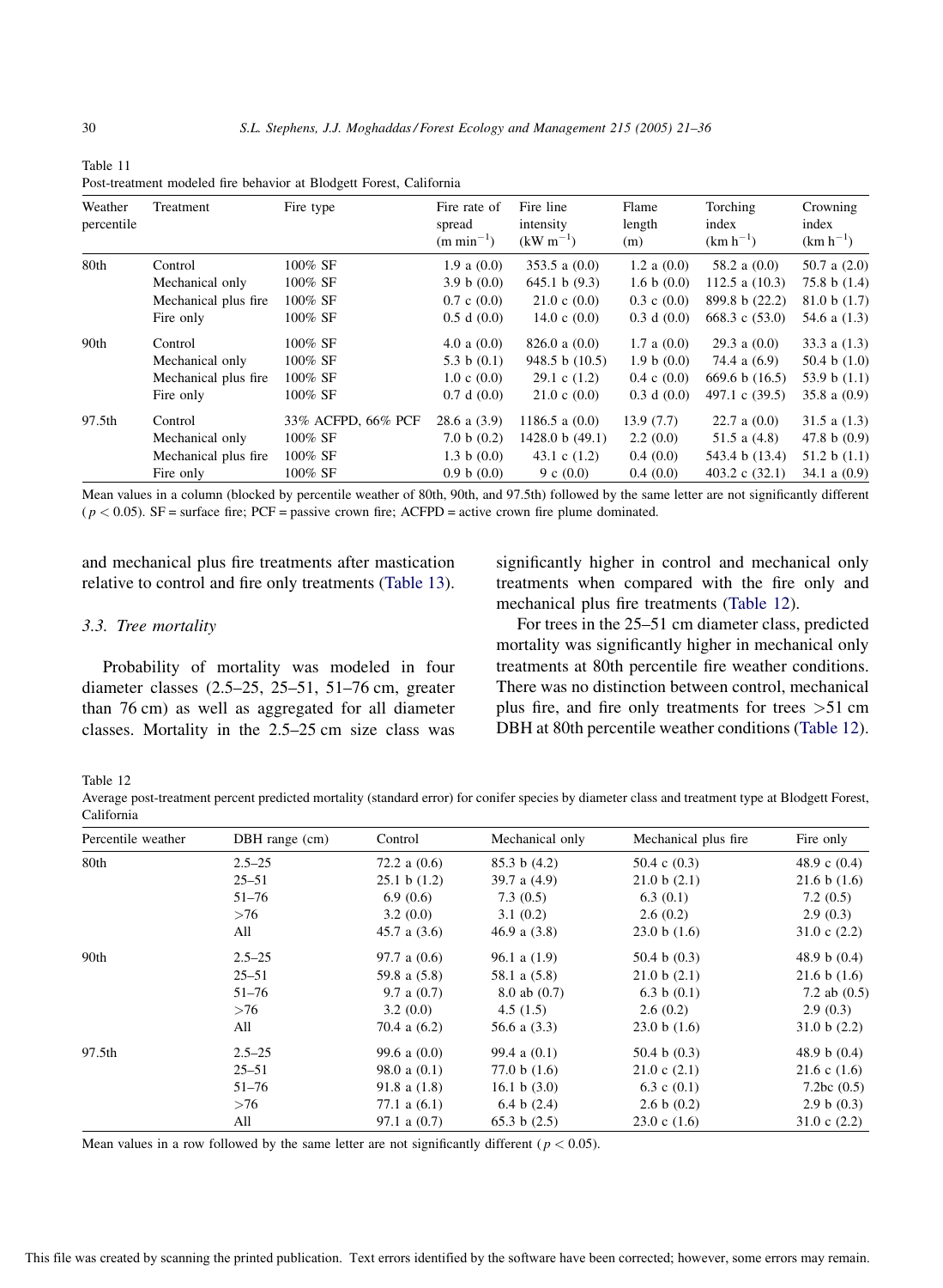Table 11
Post-treatment modeled fire behavior at Blodgett Forest, California

| Weather percentile | Treatment | Fire type | Fire rate of spread ($m\ min^{-1}$) | Fire line intensity ($kW\ m^{-1}$) | Flame length (m) | Torching index ($km\ h^{-1}$) | Crowning index ($km\ h^{-1}$) |
|---|---|---|---|---|---|---|---|
| 80th | Control | 100% SF | 1.9 a (0.0) | 353.5 a (0.0) | 1.2 a (0.0) | 58.2 a (0.0) | 50.7 a (2.0) |
| | Mechanical only | 100% SF | 3.9 b (0.0) | 645.1 b (9.3) | 1.6 b (0.0) | 112.5 a (10.3) | 75.8 b (1.4) |
| | Mechanical plus fire | 100% SF | 0.7 c (0.0) | 21.0 c (0.0) | 0.3 c (0.0) | 899.8 b (22.2) | 81.0 b (1.7) |
| | Fire only | 100% SF | 0.5 d (0.0) | 14.0 c (0.0) | 0.3 d (0.0) | 668.3 c (53.0) | 54.6 a (1.3) |
| 90th | Control | 100% SF | 4.0 a (0.0) | 826.0 a (0.0) | 1.7 a (0.0) | 29.3 a (0.0) | 33.3 a (1.3) |
| | Mechanical only | 100% SF | 5.3 b (0.1) | 948.5 b (10.5) | 1.9 b (0.0) | 74.4 a (6.9) | 50.4 b (1.0) |
| | Mechanical plus fire | 100% SF | 1.0 c (0.0) | 29.1 c (1.2) | 0.4 c (0.0) | 669.6 b (16.5) | 53.9 b (1.1) |
| | Fire only | 100% SF | 0.7 d (0.0) | 21.0 c (0.0) | 0.3 d (0.0) | 497.1 c (39.5) | 35.8 a (0.9) |
| 97.5th | Control | 33% ACFPD, 66% PCF | 28.6 a (3.9) | 1186.5 a (0.0) | 13.9 (7.7) | 22.7 a (0.0) | 31.5 a (1.3) |
| | Mechanical only | 100% SF | 7.0 b (0.2) | 1428.0 b (49.1) | 2.2 (0.0) | 51.5 a (4.8) | 47.8 b (0.9) |
| | Mechanical plus fire | 100% SF | 1.3 b (0.0) | 43.1 c (1.2) | 0.4 (0.0) | 543.4 b (13.4) | 51.2 b (1.1) |
| | Fire only | 100% SF | 0.9 b (0.0) | 9 c (0.0) | 0.4 (0.0) | 403.2 c (32.1) | 34.1 a (0.9) |

Mean values in a column (blocked by percentile weather of 80th, 90th, and 97.5th) followed by the same letter are not significantly different ($p < 0.05$). SF = surface fire; PCF = passive crown fire; ACFPD = active crown fire plume dominated.

and mechanical plus fire treatments after mastication relative to control and fire only treatments (Table 13).

### 3.3. Tree mortality

Probability of mortality was modeled in four diameter classes (2.5–25, 25–51, 51–76 cm, greater than 76 cm) as well as aggregated for all diameter classes. Mortality in the 2.5–25 cm size class was significantly higher in control and mechanical only treatments when compared with the fire only and mechanical plus fire treatments (Table 12).

For trees in the 25–51 cm diameter class, predicted mortality was significantly higher in mechanical only treatments at 80th percentile fire weather conditions. There was no distinction between control, mechanical plus fire, and fire only treatments for trees >51 cm DBH at 80th percentile weather conditions (Table 12).

Table 12
Average post-treatment percent predicted mortality (standard error) for conifer species by diameter class and treatment type at Blodgett Forest, California

| Percentile weather | DBH range (cm) | Control | Mechanical only | Mechanical plus fire | Fire only |
|---|---|---|---|---|---|
| 80th | 2.5–25 | 72.2 a (0.6) | 85.3 b (4.2) | 50.4 c (0.3) | 48.9 c (0.4) |
| | 25–51 | 25.1 b (1.2) | 39.7 a (4.9) | 21.0 b (2.1) | 21.6 b (1.6) |
| | 51–76 | 6.9 (0.6) | 7.3 (0.5) | 6.3 (0.1) | 7.2 (0.5) |
| | >76 | 3.2 (0.0) | 3.1 (0.2) | 2.6 (0.2) | 2.9 (0.3) |
| | All | 45.7 a (3.6) | 46.9 a (3.8) | 23.0 b (1.6) | 31.0 c (2.2) |
| 90th | 2.5–25 | 97.7 a (0.6) | 96.1 a (1.9) | 50.4 b (0.3) | 48.9 b (0.4) |
| | 25–51 | 59.8 a (5.8) | 58.1 a (5.8) | 21.0 b (2.1) | 21.6 b (1.6) |
| | 51–76 | 9.7 a (0.7) | 8.0 ab (0.7) | 6.3 b (0.1) | 7.2 ab (0.5) |
| | >76 | 3.2 (0.0) | 4.5 (1.5) | 2.6 (0.2) | 2.9 (0.3) |
| | All | 70.4 a (6.2) | 56.6 a (3.3) | 23.0 b (1.6) | 31.0 b (2.2) |
| 97.5th | 2.5–25 | 99.6 a (0.0) | 99.4 a (0.1) | 50.4 b (0.3) | 48.9 b (0.4) |
| | 25–51 | 98.0 a (0.1) | 77.0 b (1.6) | 21.0 c (2.1) | 21.6 c (1.6) |
| | 51–76 | 91.8 a (1.8) | 16.1 b (3.0) | 6.3 c (0.1) | 7.2bc (0.5) |
| | >76 | 77.1 a (6.1) | 6.4 b (2.4) | 2.6 b (0.2) | 2.9 b (0.3) |
| | All | 97.1 a (0.7) | 65.3 b (2.5) | 23.0 c (1.6) | 31.0 c (2.2) |

Mean values in a row followed by the same letter are not significantly different ($p < 0.05$).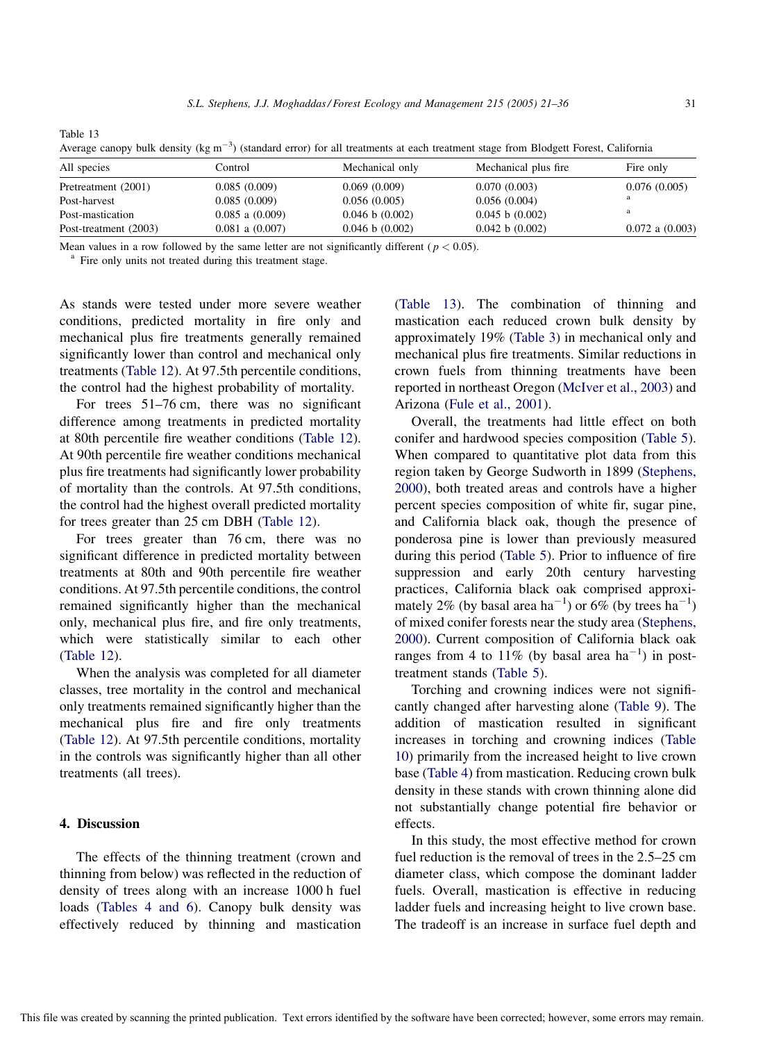Table 13
Average canopy bulk density (kg $m^{-3}$) (standard error) for all treatments at each treatment stage from Blodgett Forest, California

| All species | Control | Mechanical only | Mechanical plus fire | Fire only |
|---|---|---|---|---|
| Pretreatment (2001) | 0.085 (0.009) | 0.069 (0.009) | 0.070 (0.003) | 0.076 (0.005) |
| Post-harvest | 0.085 (0.009) | 0.056 (0.005) | 0.056 (0.004) | [a] |
| Post-mastication | 0.085 a (0.009) | 0.046 b (0.002) | 0.045 b (0.002) | [a] |
| Post-treatment (2003) | 0.081 a (0.007) | 0.046 b (0.002) | 0.042 b (0.002) | 0.072 a (0.003) |

Mean values in a row followed by the same letter are not significantly different ($p < 0.05$).
[a] Fire only units not treated during this treatment stage.

As stands were tested under more severe weather conditions, predicted mortality in fire only and mechanical plus fire treatments generally remained significantly lower than control and mechanical only treatments (Table 12). At 97.5th percentile conditions, the control had the highest probability of mortality.

For trees 51–76 cm, there was no significant difference among treatments in predicted mortality at 80th percentile fire weather conditions (Table 12). At 90th percentile fire weather conditions mechanical plus fire treatments had significantly lower probability of mortality than the controls. At 97.5th conditions, the control had the highest overall predicted mortality for trees greater than 25 cm DBH (Table 12).

For trees greater than 76 cm, there was no significant difference in predicted mortality between treatments at 80th and 90th percentile fire weather conditions. At 97.5th percentile conditions, the control remained significantly higher than the mechanical only, mechanical plus fire, and fire only treatments, which were statistically similar to each other (Table 12).

When the analysis was completed for all diameter classes, tree mortality in the control and mechanical only treatments remained significantly higher than the mechanical plus fire and fire only treatments (Table 12). At 97.5th percentile conditions, mortality in the controls was significantly higher than all other treatments (all trees).

## 4. Discussion

The effects of the thinning treatment (crown and thinning from below) was reflected in the reduction of density of trees along with an increase 1000 h fuel loads (Tables 4 and 6). Canopy bulk density was effectively reduced by thinning and mastication (Table 13). The combination of thinning and mastication each reduced crown bulk density by approximately 19% (Table 3) in mechanical only and mechanical plus fire treatments. Similar reductions in crown fuels from thinning treatments have been reported in northeast Oregon (McIver et al., 2003) and Arizona (Fule et al., 2001).

Overall, the treatments had little effect on both conifer and hardwood species composition (Table 5). When compared to quantitative plot data from this region taken by George Sudworth in 1899 (Stephens, 2000), both treated areas and controls have a higher percent species composition of white fir, sugar pine, and California black oak, though the presence of ponderosa pine is lower than previously measured during this period (Table 5). Prior to influence of fire suppression and early 20th century harvesting practices, California black oak comprised approximately 2% (by basal area $ha^{-1}$) or 6% (by trees $ha^{-1}$) of mixed conifer forests near the study area (Stephens, 2000). Current composition of California black oak ranges from 4 to 11% (by basal area $ha^{-1}$) in post-treatment stands (Table 5).

Torching and crowning indices were not significantly changed after harvesting alone (Table 9). The addition of mastication resulted in significant increases in torching and crowning indices (Table 10) primarily from the increased height to live crown base (Table 4) from mastication. Reducing crown bulk density in these stands with crown thinning alone did not substantially change potential fire behavior or effects.

In this study, the most effective method for crown fuel reduction is the removal of trees in the 2.5–25 cm diameter class, which compose the dominant ladder fuels. Overall, mastication is effective in reducing ladder fuels and increasing height to live crown base. The tradeoff is an increase in surface fuel depth and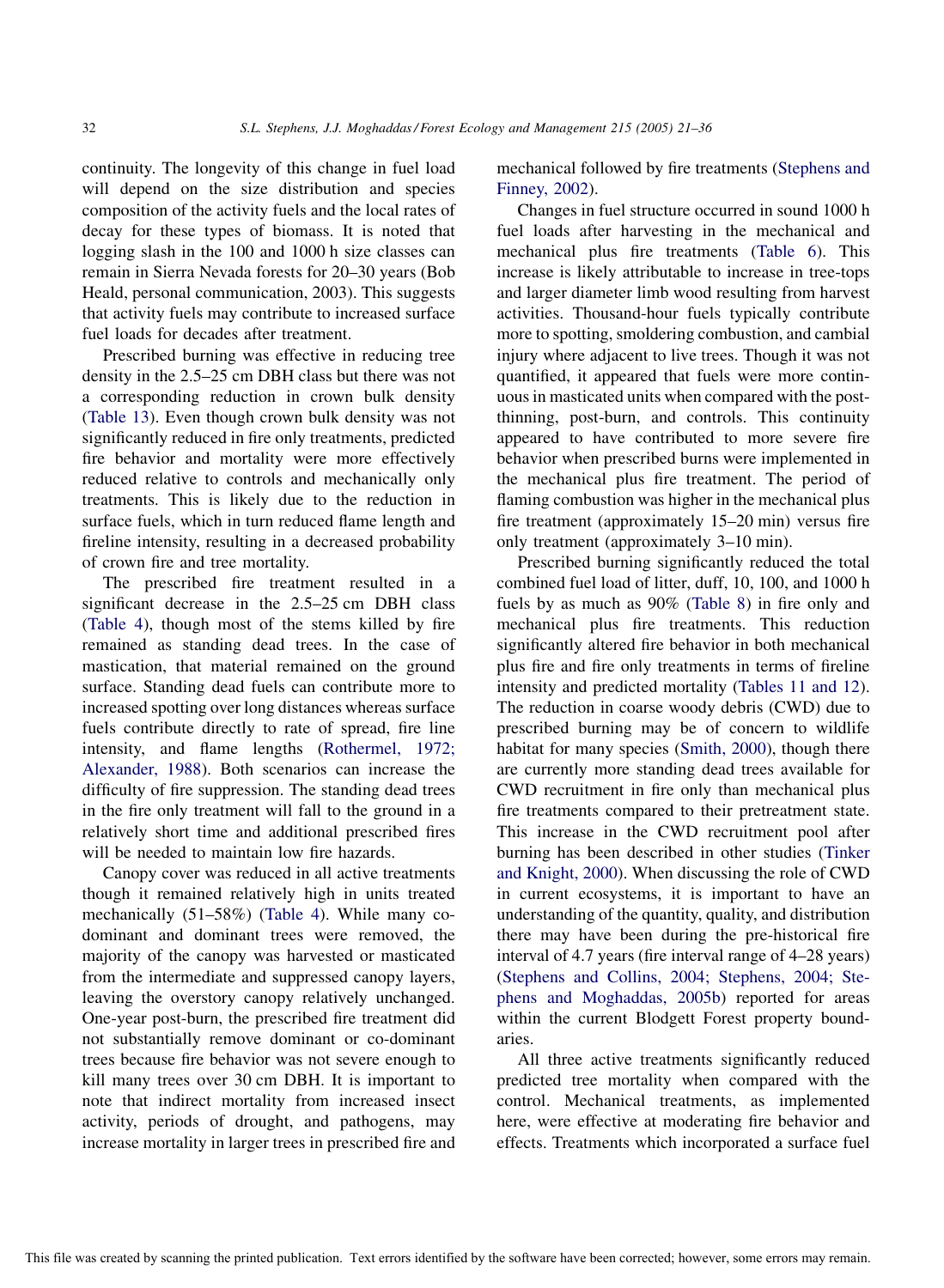continuity. The longevity of this change in fuel load will depend on the size distribution and species composition of the activity fuels and the local rates of decay for these types of biomass. It is noted that logging slash in the 100 and 1000 h size classes can remain in Sierra Nevada forests for 20–30 years (Bob Heald, personal communication, 2003). This suggests that activity fuels may contribute to increased surface fuel loads for decades after treatment.

Prescribed burning was effective in reducing tree density in the 2.5–25 cm DBH class but there was not a corresponding reduction in crown bulk density (Table 13). Even though crown bulk density was not significantly reduced in fire only treatments, predicted fire behavior and mortality were more effectively reduced relative to controls and mechanically only treatments. This is likely due to the reduction in surface fuels, which in turn reduced flame length and fireline intensity, resulting in a decreased probability of crown fire and tree mortality.

The prescribed fire treatment resulted in a significant decrease in the 2.5–25 cm DBH class (Table 4), though most of the stems killed by fire remained as standing dead trees. In the case of mastication, that material remained on the ground surface. Standing dead fuels can contribute more to increased spotting over long distances whereas surface fuels contribute directly to rate of spread, fire line intensity, and flame lengths (Rothermel, 1972; Alexander, 1988). Both scenarios can increase the difficulty of fire suppression. The standing dead trees in the fire only treatment will fall to the ground in a relatively short time and additional prescribed fires will be needed to maintain low fire hazards.

Canopy cover was reduced in all active treatments though it remained relatively high in units treated mechanically (51–58%) (Table 4). While many co-dominant and dominant trees were removed, the majority of the canopy was harvested or masticated from the intermediate and suppressed canopy layers, leaving the overstory canopy relatively unchanged. One-year post-burn, the prescribed fire treatment did not substantially remove dominant or co-dominant trees because fire behavior was not severe enough to kill many trees over 30 cm DBH. It is important to note that indirect mortality from increased insect activity, periods of drought, and pathogens, may increase mortality in larger trees in prescribed fire and mechanical followed by fire treatments (Stephens and Finney, 2002).

Changes in fuel structure occurred in sound 1000 h fuel loads after harvesting in the mechanical and mechanical plus fire treatments (Table 6). This increase is likely attributable to increase in tree-tops and larger diameter limb wood resulting from harvest activities. Thousand-hour fuels typically contribute more to spotting, smoldering combustion, and cambial injury where adjacent to live trees. Though it was not quantified, it appeared that fuels were more continuous in masticated units when compared with the post-thinning, post-burn, and controls. This continuity appeared to have contributed to more severe fire behavior when prescribed burns were implemented in the mechanical plus fire treatment. The period of flaming combustion was higher in the mechanical plus fire treatment (approximately 15–20 min) versus fire only treatment (approximately 3–10 min).

Prescribed burning significantly reduced the total combined fuel load of litter, duff, 10, 100, and 1000 h fuels by as much as 90% (Table 8) in fire only and mechanical plus fire treatments. This reduction significantly altered fire behavior in both mechanical plus fire and fire only treatments in terms of fireline intensity and predicted mortality (Tables 11 and 12). The reduction in coarse woody debris (CWD) due to prescribed burning may be of concern to wildlife habitat for many species (Smith, 2000), though there are currently more standing dead trees available for CWD recruitment in fire only than mechanical plus fire treatments compared to their pretreatment state. This increase in the CWD recruitment pool after burning has been described in other studies (Tinker and Knight, 2000). When discussing the role of CWD in current ecosystems, it is important to have an understanding of the quantity, quality, and distribution there may have been during the pre-historical fire interval of 4.7 years (fire interval range of 4–28 years) (Stephens and Collins, 2004; Stephens, 2004; Stephens and Moghaddas, 2005b) reported for areas within the current Blodgett Forest property boundaries.

All three active treatments significantly reduced predicted tree mortality when compared with the control. Mechanical treatments, as implemented here, were effective at moderating fire behavior and effects. Treatments which incorporated a surface fuel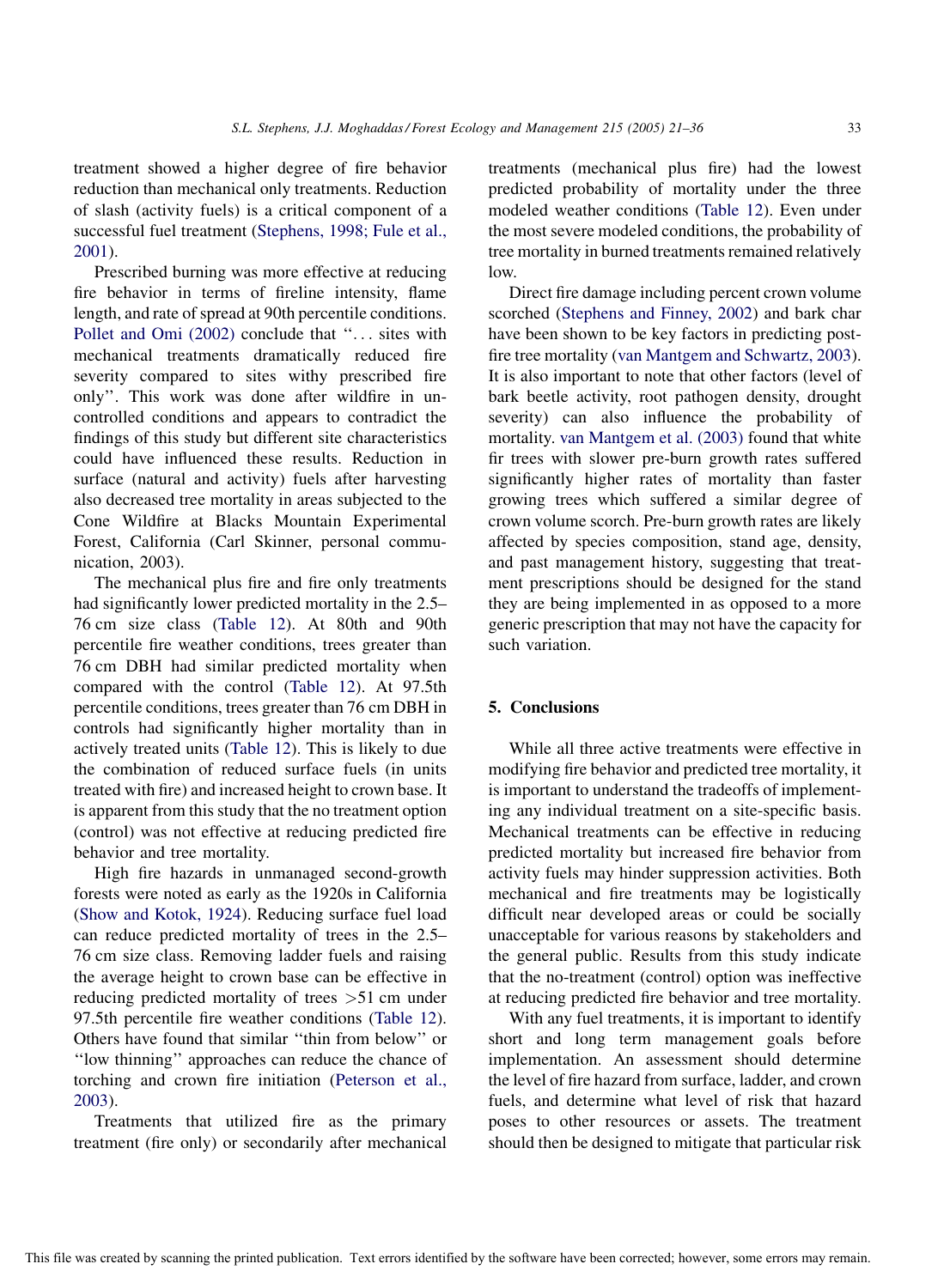treatment showed a higher degree of fire behavior reduction than mechanical only treatments. Reduction of slash (activity fuels) is a critical component of a successful fuel treatment (Stephens, 1998; Fule et al., 2001).

Prescribed burning was more effective at reducing fire behavior in terms of fireline intensity, flame length, and rate of spread at 90th percentile conditions. Pollet and Omi (2002) conclude that ''. . . sites with mechanical treatments dramatically reduced fire severity compared to sites withy prescribed fire only''. This work was done after wildfire in uncontrolled conditions and appears to contradict the findings of this study but different site characteristics could have influenced these results. Reduction in surface (natural and activity) fuels after harvesting also decreased tree mortality in areas subjected to the Cone Wildfire at Blacks Mountain Experimental Forest, California (Carl Skinner, personal communication, 2003).

The mechanical plus fire and fire only treatments had significantly lower predicted mortality in the 2.5–76 cm size class (Table 12). At 80th and 90th percentile fire weather conditions, trees greater than 76 cm DBH had similar predicted mortality when compared with the control (Table 12). At 97.5th percentile conditions, trees greater than 76 cm DBH in controls had significantly higher mortality than in actively treated units (Table 12). This is likely to due the combination of reduced surface fuels (in units treated with fire) and increased height to crown base. It is apparent from this study that the no treatment option (control) was not effective at reducing predicted fire behavior and tree mortality.

High fire hazards in unmanaged second-growth forests were noted as early as the 1920s in California (Show and Kotok, 1924). Reducing surface fuel load can reduce predicted mortality of trees in the 2.5–76 cm size class. Removing ladder fuels and raising the average height to crown base can be effective in reducing predicted mortality of trees >51 cm under 97.5th percentile fire weather conditions (Table 12). Others have found that similar ''thin from below'' or ''low thinning'' approaches can reduce the chance of torching and crown fire initiation (Peterson et al., 2003).

Treatments that utilized fire as the primary treatment (fire only) or secondarily after mechanical treatments (mechanical plus fire) had the lowest predicted probability of mortality under the three modeled weather conditions (Table 12). Even under the most severe modeled conditions, the probability of tree mortality in burned treatments remained relatively low.

Direct fire damage including percent crown volume scorched (Stephens and Finney, 2002) and bark char have been shown to be key factors in predicting post-fire tree mortality (van Mantgem and Schwartz, 2003). It is also important to note that other factors (level of bark beetle activity, root pathogen density, drought severity) can also influence the probability of mortality. van Mantgem et al. (2003) found that white fir trees with slower pre-burn growth rates suffered significantly higher rates of mortality than faster growing trees which suffered a similar degree of crown volume scorch. Pre-burn growth rates are likely affected by species composition, stand age, density, and past management history, suggesting that treatment prescriptions should be designed for the stand they are being implemented in as opposed to a more generic prescription that may not have the capacity for such variation.

## 5. Conclusions

While all three active treatments were effective in modifying fire behavior and predicted tree mortality, it is important to understand the tradeoffs of implementing any individual treatment on a site-specific basis. Mechanical treatments can be effective in reducing predicted mortality but increased fire behavior from activity fuels may hinder suppression activities. Both mechanical and fire treatments may be logistically difficult near developed areas or could be socially unacceptable for various reasons by stakeholders and the general public. Results from this study indicate that the no-treatment (control) option was ineffective at reducing predicted fire behavior and tree mortality.

With any fuel treatments, it is important to identify short and long term management goals before implementation. An assessment should determine the level of fire hazard from surface, ladder, and crown fuels, and determine what level of risk that hazard poses to other resources or assets. The treatment should then be designed to mitigate that particular risk

This file was created by scanning the printed publication. Text errors identified by the software have been corrected; however, some errors may remain.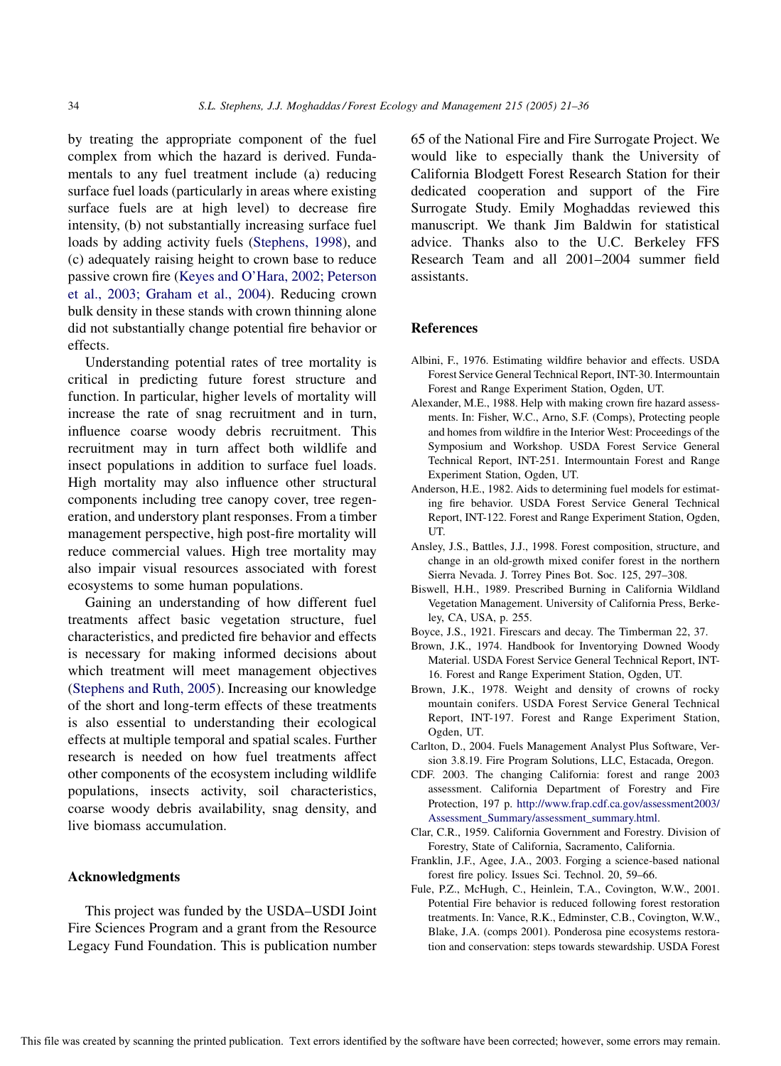by treating the appropriate component of the fuel complex from which the hazard is derived. Fundamentals to any fuel treatment include (a) reducing surface fuel loads (particularly in areas where existing surface fuels are at high level) to decrease fire intensity, (b) not substantially increasing surface fuel loads by adding activity fuels (Stephens, 1998), and (c) adequately raising height to crown base to reduce passive crown fire (Keyes and O'Hara, 2002; Peterson et al., 2003; Graham et al., 2004). Reducing crown bulk density in these stands with crown thinning alone did not substantially change potential fire behavior or effects.

Understanding potential rates of tree mortality is critical in predicting future forest structure and function. In particular, higher levels of mortality will increase the rate of snag recruitment and in turn, influence coarse woody debris recruitment. This recruitment may in turn affect both wildlife and insect populations in addition to surface fuel loads. High mortality may also influence other structural components including tree canopy cover, tree regeneration, and understory plant responses. From a timber management perspective, high post-fire mortality will reduce commercial values. High tree mortality may also impair visual resources associated with forest ecosystems to some human populations.

Gaining an understanding of how different fuel treatments affect basic vegetation structure, fuel characteristics, and predicted fire behavior and effects is necessary for making informed decisions about which treatment will meet management objectives (Stephens and Ruth, 2005). Increasing our knowledge of the short and long-term effects of these treatments is also essential to understanding their ecological effects at multiple temporal and spatial scales. Further research is needed on how fuel treatments affect other components of the ecosystem including wildlife populations, insects activity, soil characteristics, coarse woody debris availability, snag density, and live biomass accumulation.

## Acknowledgments

This project was funded by the USDA–USDI Joint Fire Sciences Program and a grant from the Resource Legacy Fund Foundation. This is publication number 65 of the National Fire and Fire Surrogate Project. We would like to especially thank the University of California Blodgett Forest Research Station for their dedicated cooperation and support of the Fire Surrogate Study. Emily Moghaddas reviewed this manuscript. We thank Jim Baldwin for statistical advice. Thanks also to the U.C. Berkeley FFS Research Team and all 2001–2004 summer field assistants.

## References

Albini, F., 1976. Estimating wildfire behavior and effects. USDA Forest Service General Technical Report, INT-30. Intermountain Forest and Range Experiment Station, Ogden, UT.

Alexander, M.E., 1988. Help with making crown fire hazard assessments. In: Fisher, W.C., Arno, S.F. (Comps), Protecting people and homes from wildfire in the Interior West: Proceedings of the Symposium and Workshop. USDA Forest Service General Technical Report, INT-251. Intermountain Forest and Range Experiment Station, Ogden, UT.

Anderson, H.E., 1982. Aids to determining fuel models for estimating fire behavior. USDA Forest Service General Technical Report, INT-122. Forest and Range Experiment Station, Ogden, UT.

Ansley, J.S., Battles, J.J., 1998. Forest composition, structure, and change in an old-growth mixed conifer forest in the northern Sierra Nevada. J. Torrey Pines Bot. Soc. 125, 297–308.

Biswell, H.H., 1989. Prescribed Burning in California Wildland Vegetation Management. University of California Press, Berkeley, CA, USA, p. 255.

Boyce, J.S., 1921. Firescars and decay. The Timberman 22, 37.

Brown, J.K., 1974. Handbook for Inventorying Downed Woody Material. USDA Forest Service General Technical Report, INT-16. Forest and Range Experiment Station, Ogden, UT.

Brown, J.K., 1978. Weight and density of crowns of rocky mountain conifers. USDA Forest Service General Technical Report, INT-197. Forest and Range Experiment Station, Ogden, UT.

Carlton, D., 2004. Fuels Management Analyst Plus Software, Version 3.8.19. Fire Program Solutions, LLC, Estacada, Oregon.

CDF. 2003. The changing California: forest and range 2003 assessment. California Department of Forestry and Fire Protection, 197 p. http://www.frap.cdf.ca.gov/assessment2003/Assessment_Summary/assessment_summary.html.

Clar, C.R., 1959. California Government and Forestry. Division of Forestry, State of California, Sacramento, California.

Franklin, J.F., Agee, J.A., 2003. Forging a science-based national forest fire policy. Issues Sci. Technol. 20, 59–66.

Fule, P.Z., McHugh, C., Heinlein, T.A., Covington, W.W., 2001. Potential Fire behavior is reduced following forest restoration treatments. In: Vance, R.K., Edminster, C.B., Covington, W.W., Blake, J.A. (comps 2001). Ponderosa pine ecosystems restoration and conservation: steps towards stewardship. USDA Forest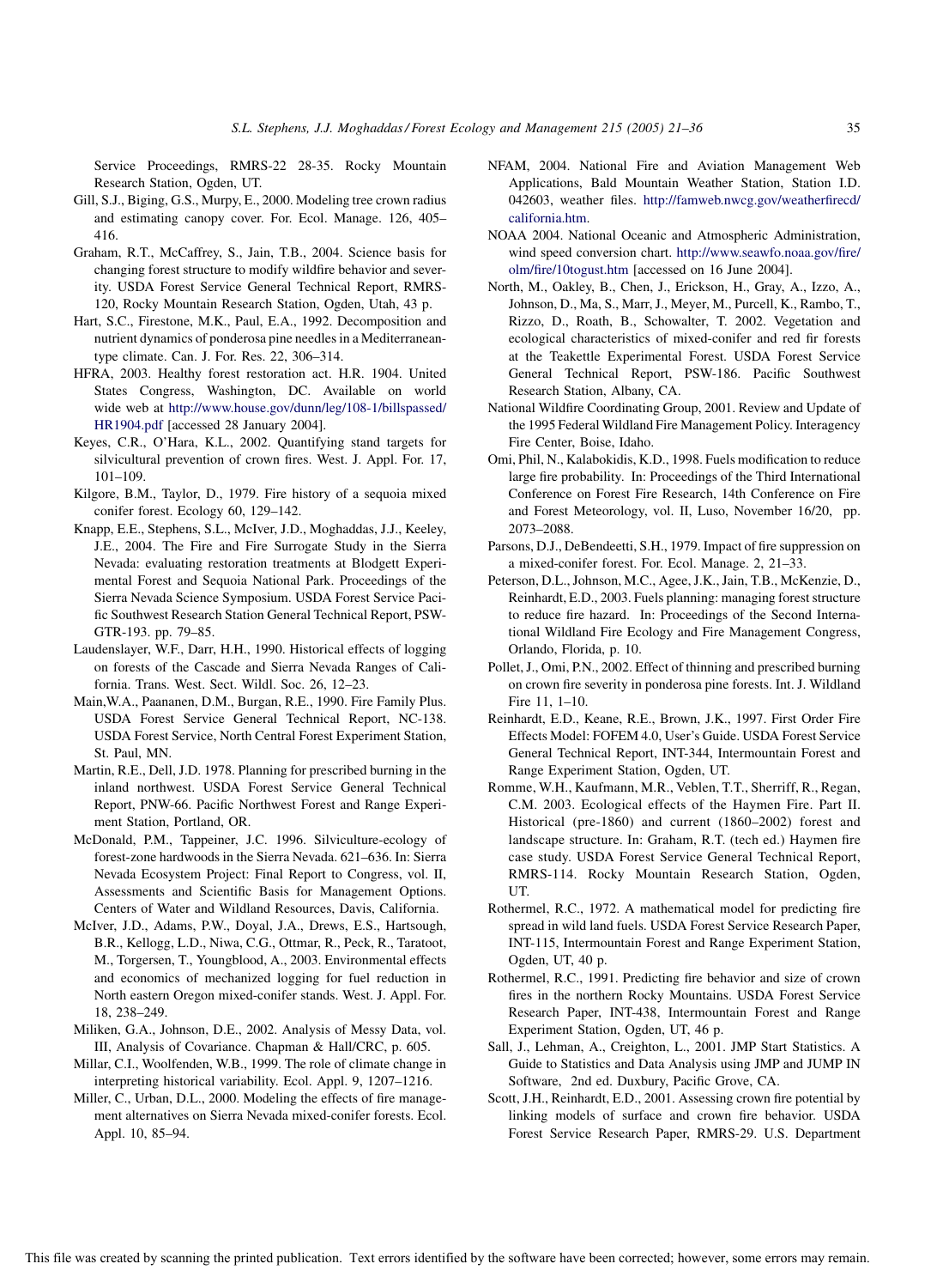Service Proceedings, RMRS-22 28-35. Rocky Mountain Research Station, Ogden, UT.

Gill, S.J., Biging, G.S., Murpy, E., 2000. Modeling tree crown radius and estimating canopy cover. For. Ecol. Manage. 126, 405–416.

Graham, R.T., McCaffrey, S., Jain, T.B., 2004. Science basis for changing forest structure to modify wildfire behavior and severity. USDA Forest Service General Technical Report, RMRS-120, Rocky Mountain Research Station, Ogden, Utah, 43 p.

Hart, S.C., Firestone, M.K., Paul, E.A., 1992. Decomposition and nutrient dynamics of ponderosa pine needles in a Mediterranean-type climate. Can. J. For. Res. 22, 306–314.

HFRA, 2003. Healthy forest restoration act. H.R. 1904. United States Congress, Washington, DC. Available on world wide web at http://www.house.gov/dunn/leg/108-1/billspassed/HR1904.pdf [accessed 28 January 2004].

Keyes, C.R., O'Hara, K.L., 2002. Quantifying stand targets for silvicultural prevention of crown fires. West. J. Appl. For. 17, 101–109.

Kilgore, B.M., Taylor, D., 1979. Fire history of a sequoia mixed conifer forest. Ecology 60, 129–142.

Knapp, E.E., Stephens, S.L., McIver, J.D., Moghaddas, J.J., Keeley, J.E., 2004. The Fire and Fire Surrogate Study in the Sierra Nevada: evaluating restoration treatments at Blodgett Experimental Forest and Sequoia National Park. Proceedings of the Sierra Nevada Science Symposium. USDA Forest Service Pacific Southwest Research Station General Technical Report, PSW-GTR-193. pp. 79–85.

Laudenslayer, W.F., Darr, H.H., 1990. Historical effects of logging on forests of the Cascade and Sierra Nevada Ranges of California. Trans. West. Sect. Wildl. Soc. 26, 12–23.

Main,W.A., Paananen, D.M., Burgan, R.E., 1990. Fire Family Plus. USDA Forest Service General Technical Report, NC-138. USDA Forest Service, North Central Forest Experiment Station, St. Paul, MN.

Martin, R.E., Dell, J.D. 1978. Planning for prescribed burning in the inland northwest. USDA Forest Service General Technical Report, PNW-66. Pacific Northwest Forest and Range Experiment Station, Portland, OR.

McDonald, P.M., Tappeiner, J.C. 1996. Silviculture-ecology of forest-zone hardwoods in the Sierra Nevada. 621–636. In: Sierra Nevada Ecosystem Project: Final Report to Congress, vol. II, Assessments and Scientific Basis for Management Options. Centers of Water and Wildland Resources, Davis, California.

McIver, J.D., Adams, P.W., Doyal, J.A., Drews, E.S., Hartsough, B.R., Kellogg, L.D., Niwa, C.G., Ottmar, R., Peck, R., Taratoot, M., Torgersen, T., Youngblood, A., 2003. Environmental effects and economics of mechanized logging for fuel reduction in North eastern Oregon mixed-conifer stands. West. J. Appl. For. 18, 238–249.

Miliken, G.A., Johnson, D.E., 2002. Analysis of Messy Data, vol. III, Analysis of Covariance. Chapman & Hall/CRC, p. 605.

Millar, C.I., Woolfenden, W.B., 1999. The role of climate change in interpreting historical variability. Ecol. Appl. 9, 1207–1216.

Miller, C., Urban, D.L., 2000. Modeling the effects of fire management alternatives on Sierra Nevada mixed-conifer forests. Ecol. Appl. 10, 85–94.

NFAM, 2004. National Fire and Aviation Management Web Applications, Bald Mountain Weather Station, Station I.D. 042603, weather files. http://famweb.nwcg.gov/weatherfirecd/california.htm.

NOAA 2004. National Oceanic and Atmospheric Administration, wind speed conversion chart. http://www.seawfo.noaa.gov/fire/olm/fire/10togust.htm [accessed on 16 June 2004].

North, M., Oakley, B., Chen, J., Erickson, H., Gray, A., Izzo, A., Johnson, D., Ma, S., Marr, J., Meyer, M., Purcell, K., Rambo, T., Rizzo, D., Roath, B., Schowalter, T. 2002. Vegetation and ecological characteristics of mixed-conifer and red fir forests at the Teakettle Experimental Forest. USDA Forest Service General Technical Report, PSW-186. Pacific Southwest Research Station, Albany, CA.

National Wildfire Coordinating Group, 2001. Review and Update of the 1995 Federal Wildland Fire Management Policy. Interagency Fire Center, Boise, Idaho.

Omi, Phil, N., Kalabokidis, K.D., 1998. Fuels modification to reduce large fire probability. In: Proceedings of the Third International Conference on Forest Fire Research, 14th Conference on Fire and Forest Meteorology, vol. II, Luso, November 16/20, pp. 2073–2088.

Parsons, D.J., DeBendeetti, S.H., 1979. Impact of fire suppression on a mixed-conifer forest. For. Ecol. Manage. 2, 21–33.

Peterson, D.L., Johnson, M.C., Agee, J.K., Jain, T.B., McKenzie, D., Reinhardt, E.D., 2003. Fuels planning: managing forest structure to reduce fire hazard. In: Proceedings of the Second International Wildland Fire Ecology and Fire Management Congress, Orlando, Florida, p. 10.

Pollet, J., Omi, P.N., 2002. Effect of thinning and prescribed burning on crown fire severity in ponderosa pine forests. Int. J. Wildland Fire 11, 1–10.

Reinhardt, E.D., Keane, R.E., Brown, J.K., 1997. First Order Fire Effects Model: FOFEM 4.0, User's Guide. USDA Forest Service General Technical Report, INT-344, Intermountain Forest and Range Experiment Station, Ogden, UT.

Romme, W.H., Kaufmann, M.R., Veblen, T.T., Sherriff, R., Regan, C.M. 2003. Ecological effects of the Haymen Fire. Part II. Historical (pre-1860) and current (1860–2002) forest and landscape structure. In: Graham, R.T. (tech ed.) Haymen fire case study. USDA Forest Service General Technical Report, RMRS-114. Rocky Mountain Research Station, Ogden, UT.

Rothermel, R.C., 1972. A mathematical model for predicting fire spread in wild land fuels. USDA Forest Service Research Paper, INT-115, Intermountain Forest and Range Experiment Station, Ogden, UT, 40 p.

Rothermel, R.C., 1991. Predicting fire behavior and size of crown fires in the northern Rocky Mountains. USDA Forest Service Research Paper, INT-438, Intermountain Forest and Range Experiment Station, Ogden, UT, 46 p.

Sall, J., Lehman, A., Creighton, L., 2001. JMP Start Statistics. A Guide to Statistics and Data Analysis using JMP and JUMP IN Software, 2nd ed. Duxbury, Pacific Grove, CA.

Scott, J.H., Reinhardt, E.D., 2001. Assessing crown fire potential by linking models of surface and crown fire behavior. USDA Forest Service Research Paper, RMRS-29. U.S. Department

This file was created by scanning the printed publication. Text errors identified by the software have been corrected; however, some errors may remain.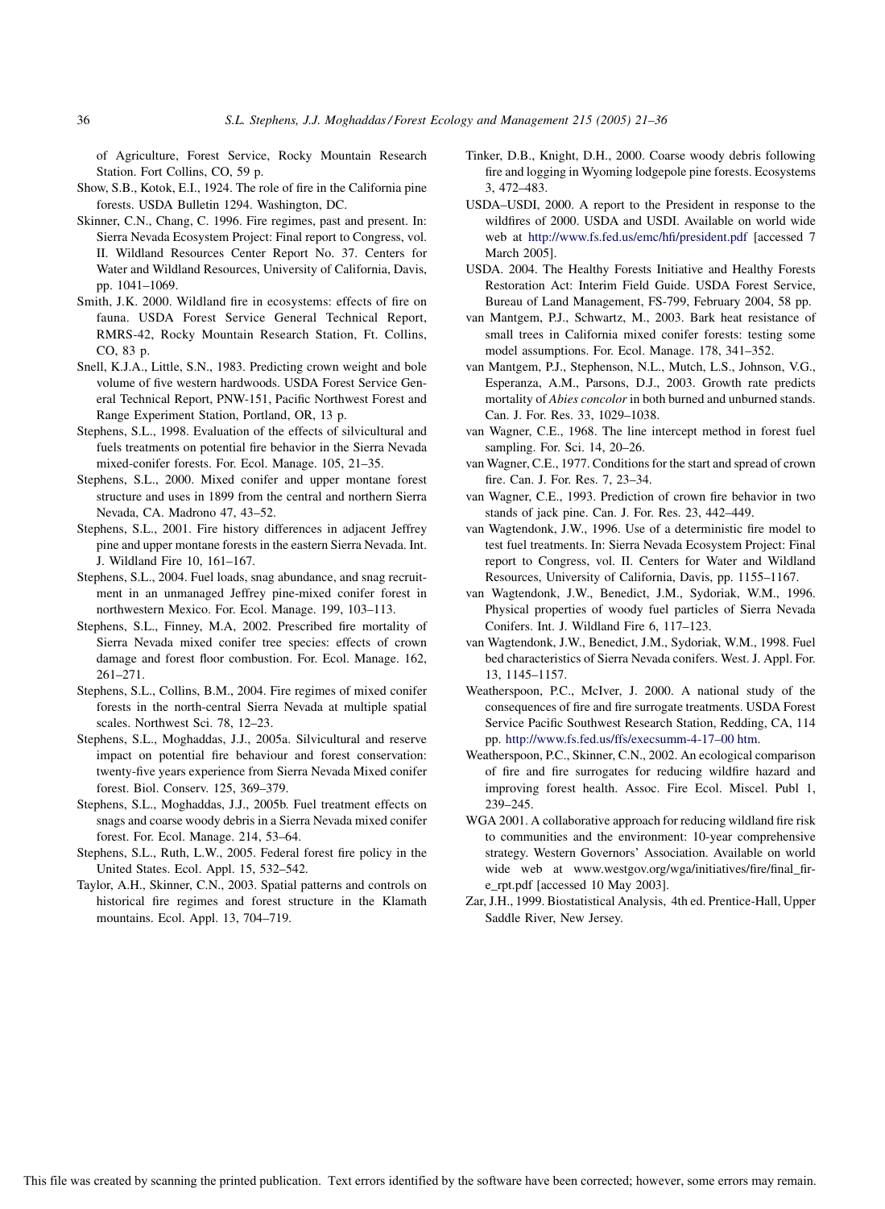of Agriculture, Forest Service, Rocky Mountain Research Station. Fort Collins, CO, 59 p.

Show, S.B., Kotok, E.I., 1924. The role of fire in the California pine forests. USDA Bulletin 1294. Washington, DC.

Skinner, C.N., Chang, C. 1996. Fire regimes, past and present. In: Sierra Nevada Ecosystem Project: Final report to Congress, vol. II. Wildland Resources Center Report No. 37. Centers for Water and Wildland Resources, University of California, Davis, pp. 1041–1069.

Smith, J.K. 2000. Wildland fire in ecosystems: effects of fire on fauna. USDA Forest Service General Technical Report, RMRS-42, Rocky Mountain Research Station, Ft. Collins, CO, 83 p.

Snell, K.J.A., Little, S.N., 1983. Predicting crown weight and bole volume of five western hardwoods. USDA Forest Service General Technical Report, PNW-151, Pacific Northwest Forest and Range Experiment Station, Portland, OR, 13 p.

Stephens, S.L., 1998. Evaluation of the effects of silvicultural and fuels treatments on potential fire behavior in the Sierra Nevada mixed-conifer forests. For. Ecol. Manage. 105, 21–35.

Stephens, S.L., 2000. Mixed conifer and upper montane forest structure and uses in 1899 from the central and northern Sierra Nevada, CA. Madrono 47, 43–52.

Stephens, S.L., 2001. Fire history differences in adjacent Jeffrey pine and upper montane forests in the eastern Sierra Nevada. Int. J. Wildland Fire 10, 161–167.

Stephens, S.L., 2004. Fuel loads, snag abundance, and snag recruitment in an unmanaged Jeffrey pine-mixed conifer forest in northwestern Mexico. For. Ecol. Manage. 199, 103–113.

Stephens, S.L., Finney, M.A, 2002. Prescribed fire mortality of Sierra Nevada mixed conifer tree species: effects of crown damage and forest floor combustion. For. Ecol. Manage. 162, 261–271.

Stephens, S.L., Collins, B.M., 2004. Fire regimes of mixed conifer forests in the north-central Sierra Nevada at multiple spatial scales. Northwest Sci. 78, 12–23.

Stephens, S.L., Moghaddas, J.J., 2005a. Silvicultural and reserve impact on potential fire behaviour and forest conservation: twenty-five years experience from Sierra Nevada Mixed conifer forest. Biol. Conserv. 125, 369–379.

Stephens, S.L., Moghaddas, J.J., 2005b. Fuel treatment effects on snags and coarse woody debris in a Sierra Nevada mixed conifer forest. For. Ecol. Manage. 214, 53–64.

Stephens, S.L., Ruth, L.W., 2005. Federal forest fire policy in the United States. Ecol. Appl. 15, 532–542.

Taylor, A.H., Skinner, C.N., 2003. Spatial patterns and controls on historical fire regimes and forest structure in the Klamath mountains. Ecol. Appl. 13, 704–719.

Tinker, D.B., Knight, D.H., 2000. Coarse woody debris following fire and logging in Wyoming lodgepole pine forests. Ecosystems 3, 472–483.

USDA–USDI, 2000. A report to the President in response to the wildfires of 2000. USDA and USDI. Available on world wide web at http://www.fs.fed.us/emc/hfi/president.pdf [accessed 7 March 2005].

USDA. 2004. The Healthy Forests Initiative and Healthy Forests Restoration Act: Interim Field Guide. USDA Forest Service, Bureau of Land Management, FS-799, February 2004, 58 pp.

van Mantgem, P.J., Schwartz, M., 2003. Bark heat resistance of small trees in California mixed conifer forests: testing some model assumptions. For. Ecol. Manage. 178, 341–352.

van Mantgem, P.J., Stephenson, N.L., Mutch, L.S., Johnson, V.G., Esperanza, A.M., Parsons, D.J., 2003. Growth rate predicts mortality of *Abies concolor* in both burned and unburned stands. Can. J. For. Res. 33, 1029–1038.

van Wagner, C.E., 1968. The line intercept method in forest fuel sampling. For. Sci. 14, 20–26.

van Wagner, C.E., 1977. Conditions for the start and spread of crown fire. Can. J. For. Res. 7, 23–34.

van Wagner, C.E., 1993. Prediction of crown fire behavior in two stands of jack pine. Can. J. For. Res. 23, 442–449.

van Wagtendonk, J.W., 1996. Use of a deterministic fire model to test fuel treatments. In: Sierra Nevada Ecosystem Project: Final report to Congress, vol. II. Centers for Water and Wildland Resources, University of California, Davis, pp. 1155–1167.

van Wagtendonk, J.W., Benedict, J.M., Sydoriak, W.M., 1996. Physical properties of woody fuel particles of Sierra Nevada Conifers. Int. J. Wildland Fire 6, 117–123.

van Wagtendonk, J.W., Benedict, J.M., Sydoriak, W.M., 1998. Fuel bed characteristics of Sierra Nevada conifers. West. J. Appl. For. 13, 1145–1157.

Weatherspoon, P.C., McIver, J. 2000. A national study of the consequences of fire and fire surrogate treatments. USDA Forest Service Pacific Southwest Research Station, Redding, CA, 114 pp. http://www.fs.fed.us/ffs/execsumm-4-17–00 htm.

Weatherspoon, P.C., Skinner, C.N., 2002. An ecological comparison of fire and fire surrogates for reducing wildfire hazard and improving forest health. Assoc. Fire Ecol. Miscel. Publ 1, 239–245.

WGA 2001. A collaborative approach for reducing wildland fire risk to communities and the environment: 10-year comprehensive strategy. Western Governors' Association. Available on world wide web at www.westgov.org/wga/initiatives/fire/final_fire_rpt.pdf [accessed 10 May 2003].

Zar, J.H., 1999. Biostatistical Analysis, 4th ed. Prentice-Hall, Upper Saddle River, New Jersey.

This file was created by scanning the printed publication. Text errors identified by the software have been corrected; however, some errors may remain.